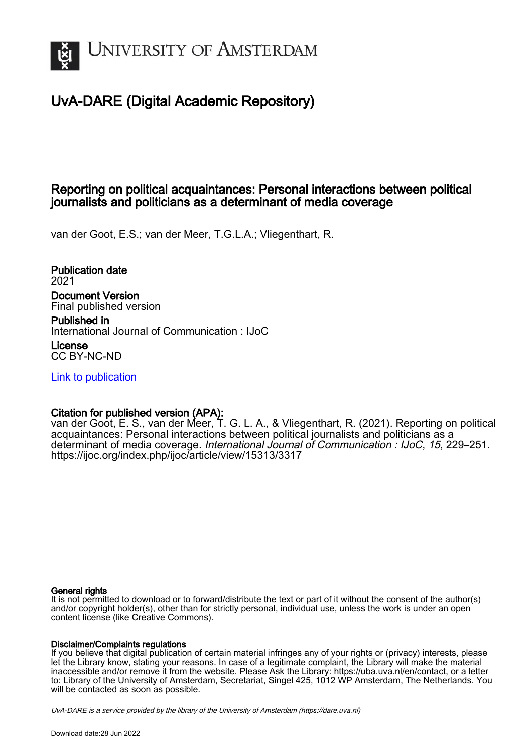# UvA-DARE (Digital Academic Repository)

## Reporting on political acquaintances: Personal interactions between political journalists and politicians as a determinant of media coverage

van der Goot, E.S.; van der Meer, T.G.L.A.; Vliegenthart, R.

**Publication date**
2021

**Document Version**
Final published version

**Published in**
International Journal of Communication : IJoC

**License**
CC BY-NC-ND

[Link to publication](https://ijoc.org/index.php/ijoc/article/view/15313/3317)

**Citation for published version (APA):**
van der Goot, E. S., van der Meer, T. G. L. A., & Vliegenthart, R. (2021). Reporting on political acquaintances: Personal interactions between political journalists and politicians as a determinant of media coverage. *International Journal of Communication : IJoC*, *15*, 229–251. https://ijoc.org/index.php/ijoc/article/view/15313/3317

**General rights**
It is not permitted to download or to forward/distribute the text or part of it without the consent of the author(s) and/or copyright holder(s), other than for strictly personal, individual use, unless the work is under an open content license (like Creative Commons).

**Disclaimer/Complaints regulations**
If you believe that digital publication of certain material infringes any of your rights or (privacy) interests, please let the Library know, stating your reasons. In case of a legitimate complaint, the Library will make the material inaccessible and/or remove it from the website. Please Ask the Library: https://uba.uva.nl/en/contact, or a letter to: Library of the University of Amsterdam, Secretariat, Singel 425, 1012 WP Amsterdam, The Netherlands. You will be contacted as soon as possible.

*UvA-DARE is a service provided by the library of the University of Amsterdam (https://dare.uva.nl)*

Download date:28 Jun 2022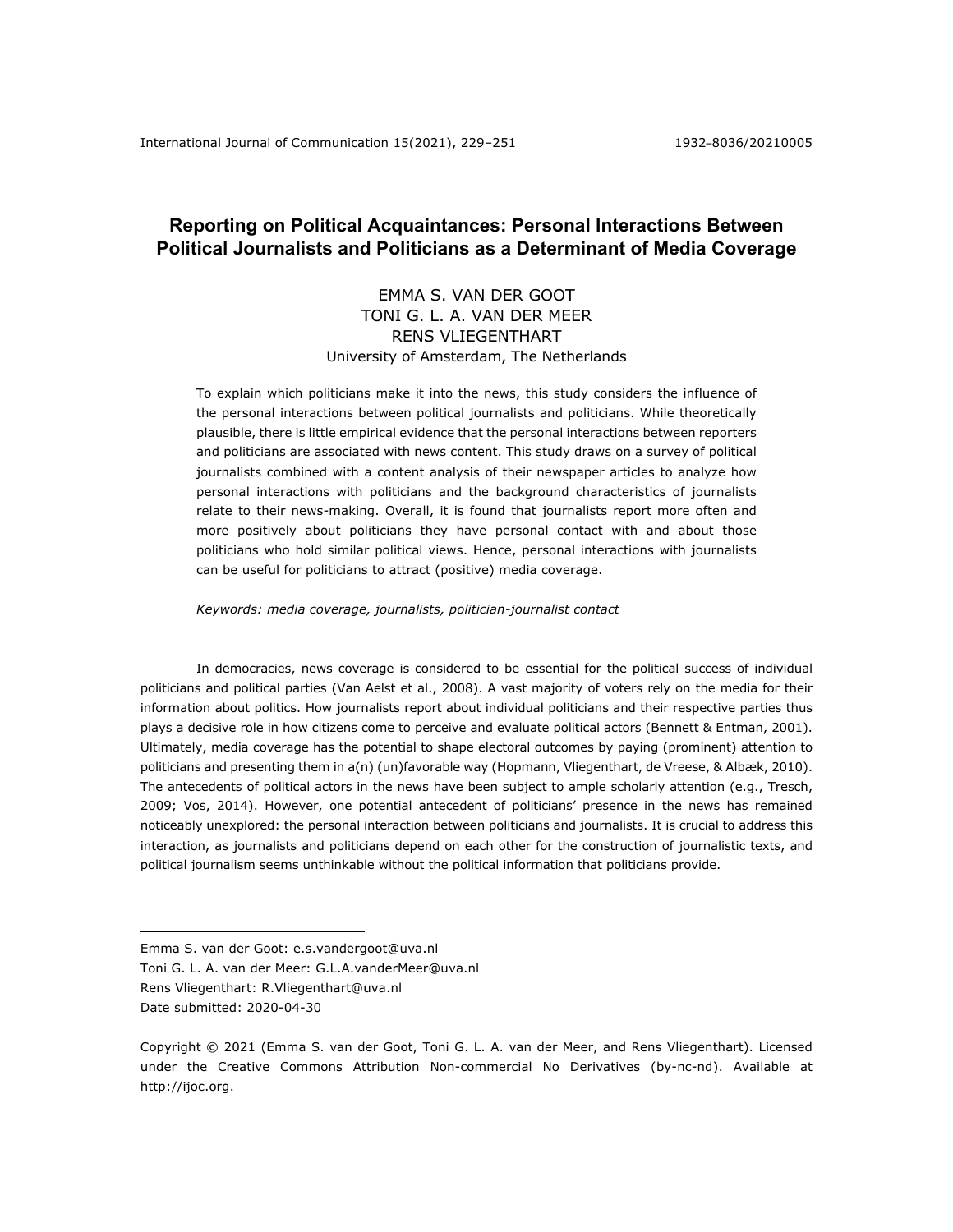# Reporting on Political Acquaintances: Personal Interactions Between Political Journalists and Politicians as a Determinant of Media Coverage

EMMA S. VAN DER GOOT
TONI G. L. A. VAN DER MEER
RENS VLIEGENTHART
University of Amsterdam, The Netherlands

To explain which politicians make it into the news, this study considers the influence of the personal interactions between political journalists and politicians. While theoretically plausible, there is little empirical evidence that the personal interactions between reporters and politicians are associated with news content. This study draws on a survey of political journalists combined with a content analysis of their newspaper articles to analyze how personal interactions with politicians and the background characteristics of journalists relate to their news-making. Overall, it is found that journalists report more often and more positively about politicians they have personal contact with and about those politicians who hold similar political views. Hence, personal interactions with journalists can be useful for politicians to attract (positive) media coverage.

*Keywords: media coverage, journalists, politician-journalist contact*

In democracies, news coverage is considered to be essential for the political success of individual politicians and political parties (Van Aelst et al., 2008). A vast majority of voters rely on the media for their information about politics. How journalists report about individual politicians and their respective parties thus plays a decisive role in how citizens come to perceive and evaluate political actors (Bennett & Entman, 2001). Ultimately, media coverage has the potential to shape electoral outcomes by paying (prominent) attention to politicians and presenting them in a(n) (un)favorable way (Hopmann, Vliegenthart, de Vreese, & Albæk, 2010). The antecedents of political actors in the news have been subject to ample scholarly attention (e.g., Tresch, 2009; Vos, 2014). However, one potential antecedent of politicians' presence in the news has remained noticeably unexplored: the personal interaction between politicians and journalists. It is crucial to address this interaction, as journalists and politicians depend on each other for the construction of journalistic texts, and political journalism seems unthinkable without the political information that politicians provide.

---

Emma S. van der Goot: e.s.vandergoot@uva.nl
Toni G. L. A. van der Meer: G.L.A.vanderMeer@uva.nl
Rens Vliegenthart: R.Vliegenthart@uva.nl
Date submitted: 2020-04-30

Copyright © 2021 (Emma S. van der Goot, Toni G. L. A. van der Meer, and Rens Vliegenthart). Licensed under the Creative Commons Attribution Non-commercial No Derivatives (by-nc-nd). Available at http://ijoc.org.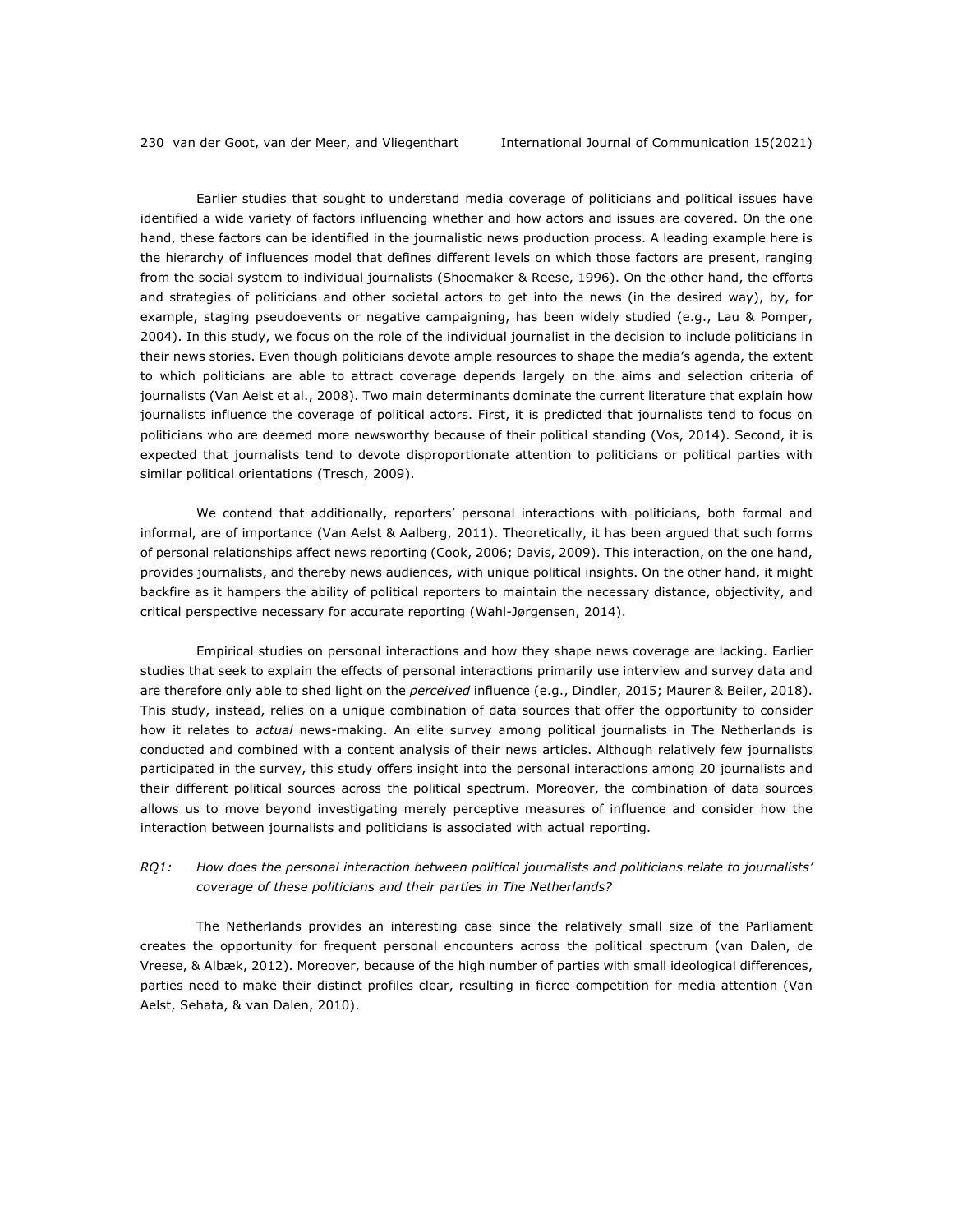Earlier studies that sought to understand media coverage of politicians and political issues have identified a wide variety of factors influencing whether and how actors and issues are covered. On the one hand, these factors can be identified in the journalistic news production process. A leading example here is the hierarchy of influences model that defines different levels on which those factors are present, ranging from the social system to individual journalists (Shoemaker & Reese, 1996). On the other hand, the efforts and strategies of politicians and other societal actors to get into the news (in the desired way), by, for example, staging pseudoevents or negative campaigning, has been widely studied (e.g., Lau & Pomper, 2004). In this study, we focus on the role of the individual journalist in the decision to include politicians in their news stories. Even though politicians devote ample resources to shape the media's agenda, the extent to which politicians are able to attract coverage depends largely on the aims and selection criteria of journalists (Van Aelst et al., 2008). Two main determinants dominate the current literature that explain how journalists influence the coverage of political actors. First, it is predicted that journalists tend to focus on politicians who are deemed more newsworthy because of their political standing (Vos, 2014). Second, it is expected that journalists tend to devote disproportionate attention to politicians or political parties with similar political orientations (Tresch, 2009).

We contend that additionally, reporters' personal interactions with politicians, both formal and informal, are of importance (Van Aelst & Aalberg, 2011). Theoretically, it has been argued that such forms of personal relationships affect news reporting (Cook, 2006; Davis, 2009). This interaction, on the one hand, provides journalists, and thereby news audiences, with unique political insights. On the other hand, it might backfire as it hampers the ability of political reporters to maintain the necessary distance, objectivity, and critical perspective necessary for accurate reporting (Wahl-Jørgensen, 2014).

Empirical studies on personal interactions and how they shape news coverage are lacking. Earlier studies that seek to explain the effects of personal interactions primarily use interview and survey data and are therefore only able to shed light on the *perceived* influence (e.g., Dindler, 2015; Maurer & Beiler, 2018). This study, instead, relies on a unique combination of data sources that offer the opportunity to consider how it relates to *actual* news-making. An elite survey among political journalists in The Netherlands is conducted and combined with a content analysis of their news articles. Although relatively few journalists participated in the survey, this study offers insight into the personal interactions among 20 journalists and their different political sources across the political spectrum. Moreover, the combination of data sources allows us to move beyond investigating merely perceptive measures of influence and consider how the interaction between journalists and politicians is associated with actual reporting.

*RQ1: How does the personal interaction between political journalists and politicians relate to journalists' coverage of these politicians and their parties in The Netherlands?*

The Netherlands provides an interesting case since the relatively small size of the Parliament creates the opportunity for frequent personal encounters across the political spectrum (van Dalen, de Vreese, & Albæk, 2012). Moreover, because of the high number of parties with small ideological differences, parties need to make their distinct profiles clear, resulting in fierce competition for media attention (Van Aelst, Sehata, & van Dalen, 2010).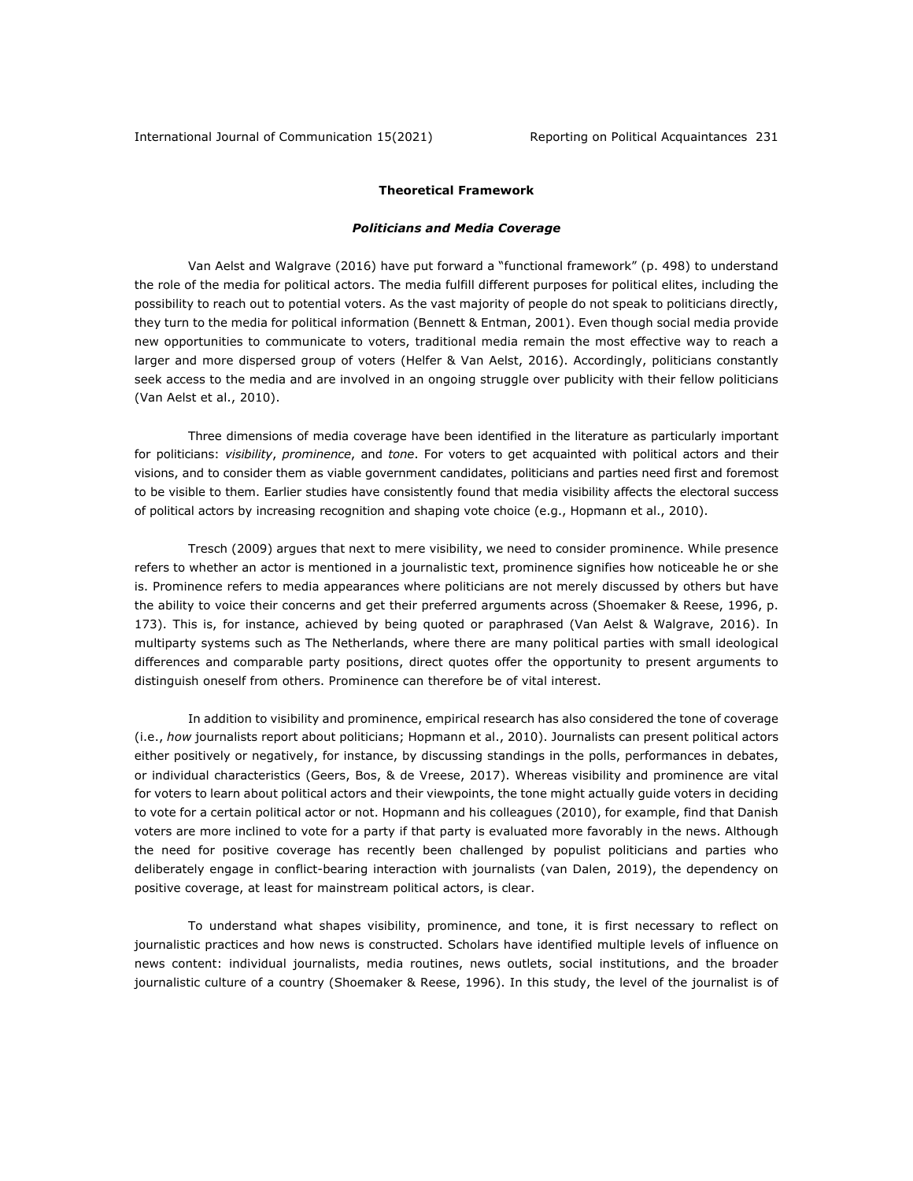## Theoretical Framework

### *Politicians and Media Coverage*

Van Aelst and Walgrave (2016) have put forward a "functional framework" (p. 498) to understand the role of the media for political actors. The media fulfill different purposes for political elites, including the possibility to reach out to potential voters. As the vast majority of people do not speak to politicians directly, they turn to the media for political information (Bennett & Entman, 2001). Even though social media provide new opportunities to communicate to voters, traditional media remain the most effective way to reach a larger and more dispersed group of voters (Helfer & Van Aelst, 2016). Accordingly, politicians constantly seek access to the media and are involved in an ongoing struggle over publicity with their fellow politicians (Van Aelst et al., 2010).

Three dimensions of media coverage have been identified in the literature as particularly important for politicians: *visibility*, *prominence*, and *tone*. For voters to get acquainted with political actors and their visions, and to consider them as viable government candidates, politicians and parties need first and foremost to be visible to them. Earlier studies have consistently found that media visibility affects the electoral success of political actors by increasing recognition and shaping vote choice (e.g., Hopmann et al., 2010).

Tresch (2009) argues that next to mere visibility, we need to consider prominence. While presence refers to whether an actor is mentioned in a journalistic text, prominence signifies how noticeable he or she is. Prominence refers to media appearances where politicians are not merely discussed by others but have the ability to voice their concerns and get their preferred arguments across (Shoemaker & Reese, 1996, p. 173). This is, for instance, achieved by being quoted or paraphrased (Van Aelst & Walgrave, 2016). In multiparty systems such as The Netherlands, where there are many political parties with small ideological differences and comparable party positions, direct quotes offer the opportunity to present arguments to distinguish oneself from others. Prominence can therefore be of vital interest.

In addition to visibility and prominence, empirical research has also considered the tone of coverage (i.e., *how* journalists report about politicians; Hopmann et al., 2010). Journalists can present political actors either positively or negatively, for instance, by discussing standings in the polls, performances in debates, or individual characteristics (Geers, Bos, & de Vreese, 2017). Whereas visibility and prominence are vital for voters to learn about political actors and their viewpoints, the tone might actually guide voters in deciding to vote for a certain political actor or not. Hopmann and his colleagues (2010), for example, find that Danish voters are more inclined to vote for a party if that party is evaluated more favorably in the news. Although the need for positive coverage has recently been challenged by populist politicians and parties who deliberately engage in conflict-bearing interaction with journalists (van Dalen, 2019), the dependency on positive coverage, at least for mainstream political actors, is clear.

To understand what shapes visibility, prominence, and tone, it is first necessary to reflect on journalistic practices and how news is constructed. Scholars have identified multiple levels of influence on news content: individual journalists, media routines, news outlets, social institutions, and the broader journalistic culture of a country (Shoemaker & Reese, 1996). In this study, the level of the journalist is of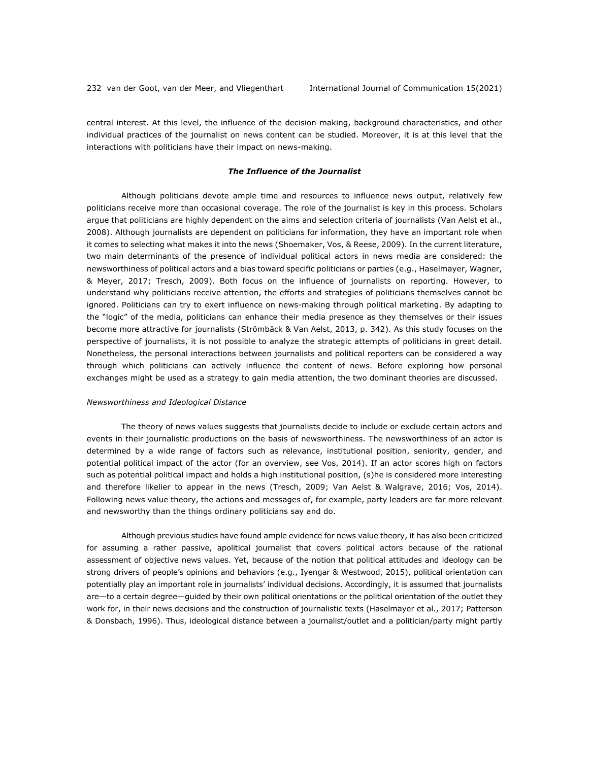central interest. At this level, the influence of the decision making, background characteristics, and other individual practices of the journalist on news content can be studied. Moreover, it is at this level that the interactions with politicians have their impact on news-making.

### ***The Influence of the Journalist***

Although politicians devote ample time and resources to influence news output, relatively few politicians receive more than occasional coverage. The role of the journalist is key in this process. Scholars argue that politicians are highly dependent on the aims and selection criteria of journalists (Van Aelst et al., 2008). Although journalists are dependent on politicians for information, they have an important role when it comes to selecting what makes it into the news (Shoemaker, Vos, & Reese, 2009). In the current literature, two main determinants of the presence of individual political actors in news media are considered: the newsworthiness of political actors and a bias toward specific politicians or parties (e.g., Haselmayer, Wagner, & Meyer, 2017; Tresch, 2009). Both focus on the influence of journalists on reporting. However, to understand why politicians receive attention, the efforts and strategies of politicians themselves cannot be ignored. Politicians can try to exert influence on news-making through political marketing. By adapting to the "logic" of the media, politicians can enhance their media presence as they themselves or their issues become more attractive for journalists (Strömbäck & Van Aelst, 2013, p. 342). As this study focuses on the perspective of journalists, it is not possible to analyze the strategic attempts of politicians in great detail. Nonetheless, the personal interactions between journalists and political reporters can be considered a way through which politicians can actively influence the content of news. Before exploring how personal exchanges might be used as a strategy to gain media attention, the two dominant theories are discussed.

#### *Newsworthiness and Ideological Distance*

The theory of news values suggests that journalists decide to include or exclude certain actors and events in their journalistic productions on the basis of newsworthiness. The newsworthiness of an actor is determined by a wide range of factors such as relevance, institutional position, seniority, gender, and potential political impact of the actor (for an overview, see Vos, 2014). If an actor scores high on factors such as potential political impact and holds a high institutional position, (s)he is considered more interesting and therefore likelier to appear in the news (Tresch, 2009; Van Aelst & Walgrave, 2016; Vos, 2014). Following news value theory, the actions and messages of, for example, party leaders are far more relevant and newsworthy than the things ordinary politicians say and do.

Although previous studies have found ample evidence for news value theory, it has also been criticized for assuming a rather passive, apolitical journalist that covers political actors because of the rational assessment of objective news values. Yet, because of the notion that political attitudes and ideology can be strong drivers of people's opinions and behaviors (e.g., Iyengar & Westwood, 2015), political orientation can potentially play an important role in journalists' individual decisions. Accordingly, it is assumed that journalists are—to a certain degree—guided by their own political orientations or the political orientation of the outlet they work for, in their news decisions and the construction of journalistic texts (Haselmayer et al., 2017; Patterson & Donsbach, 1996). Thus, ideological distance between a journalist/outlet and a politician/party might partly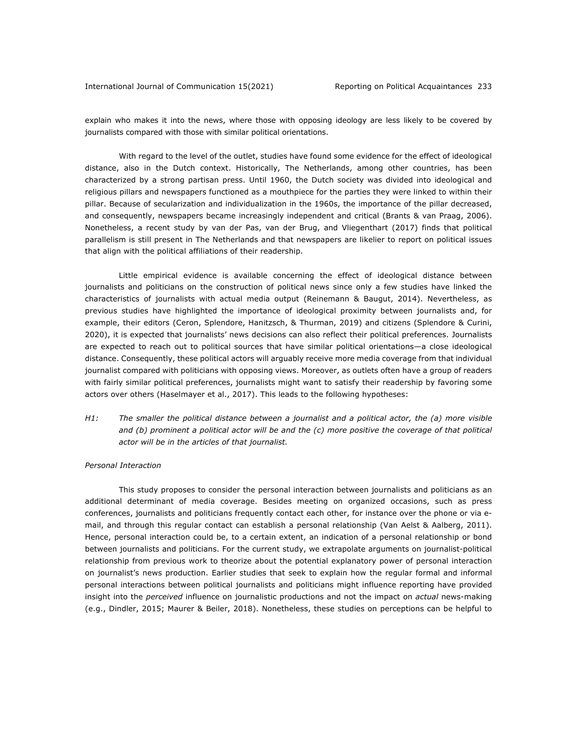explain who makes it into the news, where those with opposing ideology are less likely to be covered by journalists compared with those with similar political orientations.

With regard to the level of the outlet, studies have found some evidence for the effect of ideological distance, also in the Dutch context. Historically, The Netherlands, among other countries, has been characterized by a strong partisan press. Until 1960, the Dutch society was divided into ideological and religious pillars and newspapers functioned as a mouthpiece for the parties they were linked to within their pillar. Because of secularization and individualization in the 1960s, the importance of the pillar decreased, and consequently, newspapers became increasingly independent and critical (Brants & van Praag, 2006). Nonetheless, a recent study by van der Pas, van der Brug, and Vliegenthart (2017) finds that political parallelism is still present in The Netherlands and that newspapers are likelier to report on political issues that align with the political affiliations of their readership.

Little empirical evidence is available concerning the effect of ideological distance between journalists and politicians on the construction of political news since only a few studies have linked the characteristics of journalists with actual media output (Reinemann & Baugut, 2014). Nevertheless, as previous studies have highlighted the importance of ideological proximity between journalists and, for example, their editors (Ceron, Splendore, Hanitzsch, & Thurman, 2019) and citizens (Splendore & Curini, 2020), it is expected that journalists' news decisions can also reflect their political preferences. Journalists are expected to reach out to political sources that have similar political orientations—a close ideological distance. Consequently, these political actors will arguably receive more media coverage from that individual journalist compared with politicians with opposing views. Moreover, as outlets often have a group of readers with fairly similar political preferences, journalists might want to satisfy their readership by favoring some actors over others (Haselmayer et al., 2017). This leads to the following hypotheses:

*H1: The smaller the political distance between a journalist and a political actor, the (a) more visible and (b) prominent a political actor will be and the (c) more positive the coverage of that political actor will be in the articles of that journalist.*

*Personal Interaction*

This study proposes to consider the personal interaction between journalists and politicians as an additional determinant of media coverage. Besides meeting on organized occasions, such as press conferences, journalists and politicians frequently contact each other, for instance over the phone or via e-mail, and through this regular contact can establish a personal relationship (Van Aelst & Aalberg, 2011). Hence, personal interaction could be, to a certain extent, an indication of a personal relationship or bond between journalists and politicians. For the current study, we extrapolate arguments on journalist-political relationship from previous work to theorize about the potential explanatory power of personal interaction on journalist's news production. Earlier studies that seek to explain how the regular formal and informal personal interactions between political journalists and politicians might influence reporting have provided insight into the *perceived* influence on journalistic productions and not the impact on *actual* news-making (e.g., Dindler, 2015; Maurer & Beiler, 2018). Nonetheless, these studies on perceptions can be helpful to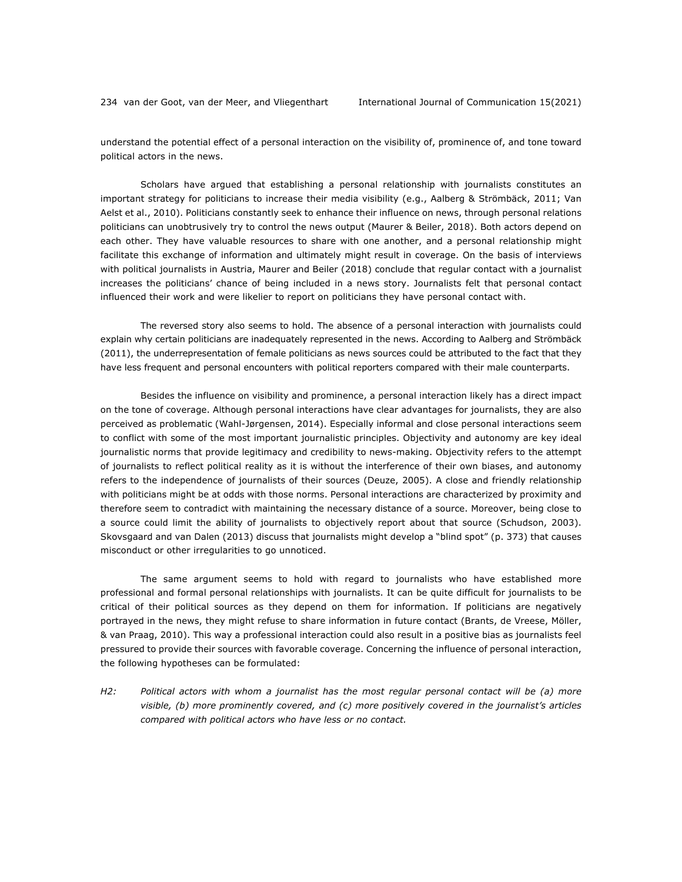understand the potential effect of a personal interaction on the visibility of, prominence of, and tone toward political actors in the news.

Scholars have argued that establishing a personal relationship with journalists constitutes an important strategy for politicians to increase their media visibility (e.g., Aalberg & Strömbäck, 2011; Van Aelst et al., 2010). Politicians constantly seek to enhance their influence on news, through personal relations politicians can unobtrusively try to control the news output (Maurer & Beiler, 2018). Both actors depend on each other. They have valuable resources to share with one another, and a personal relationship might facilitate this exchange of information and ultimately might result in coverage. On the basis of interviews with political journalists in Austria, Maurer and Beiler (2018) conclude that regular contact with a journalist increases the politicians' chance of being included in a news story. Journalists felt that personal contact influenced their work and were likelier to report on politicians they have personal contact with.

The reversed story also seems to hold. The absence of a personal interaction with journalists could explain why certain politicians are inadequately represented in the news. According to Aalberg and Strömbäck (2011), the underrepresentation of female politicians as news sources could be attributed to the fact that they have less frequent and personal encounters with political reporters compared with their male counterparts.

Besides the influence on visibility and prominence, a personal interaction likely has a direct impact on the tone of coverage. Although personal interactions have clear advantages for journalists, they are also perceived as problematic (Wahl-Jørgensen, 2014). Especially informal and close personal interactions seem to conflict with some of the most important journalistic principles. Objectivity and autonomy are key ideal journalistic norms that provide legitimacy and credibility to news-making. Objectivity refers to the attempt of journalists to reflect political reality as it is without the interference of their own biases, and autonomy refers to the independence of journalists of their sources (Deuze, 2005). A close and friendly relationship with politicians might be at odds with those norms. Personal interactions are characterized by proximity and therefore seem to contradict with maintaining the necessary distance of a source. Moreover, being close to a source could limit the ability of journalists to objectively report about that source (Schudson, 2003). Skovsgaard and van Dalen (2013) discuss that journalists might develop a "blind spot" (p. 373) that causes misconduct or other irregularities to go unnoticed.

The same argument seems to hold with regard to journalists who have established more professional and formal personal relationships with journalists. It can be quite difficult for journalists to be critical of their political sources as they depend on them for information. If politicians are negatively portrayed in the news, they might refuse to share information in future contact (Brants, de Vreese, Möller, & van Praag, 2010). This way a professional interaction could also result in a positive bias as journalists feel pressured to provide their sources with favorable coverage. Concerning the influence of personal interaction, the following hypotheses can be formulated:

*H2:* *Political actors with whom a journalist has the most regular personal contact will be (a) more visible, (b) more prominently covered, and (c) more positively covered in the journalist's articles compared with political actors who have less or no contact.*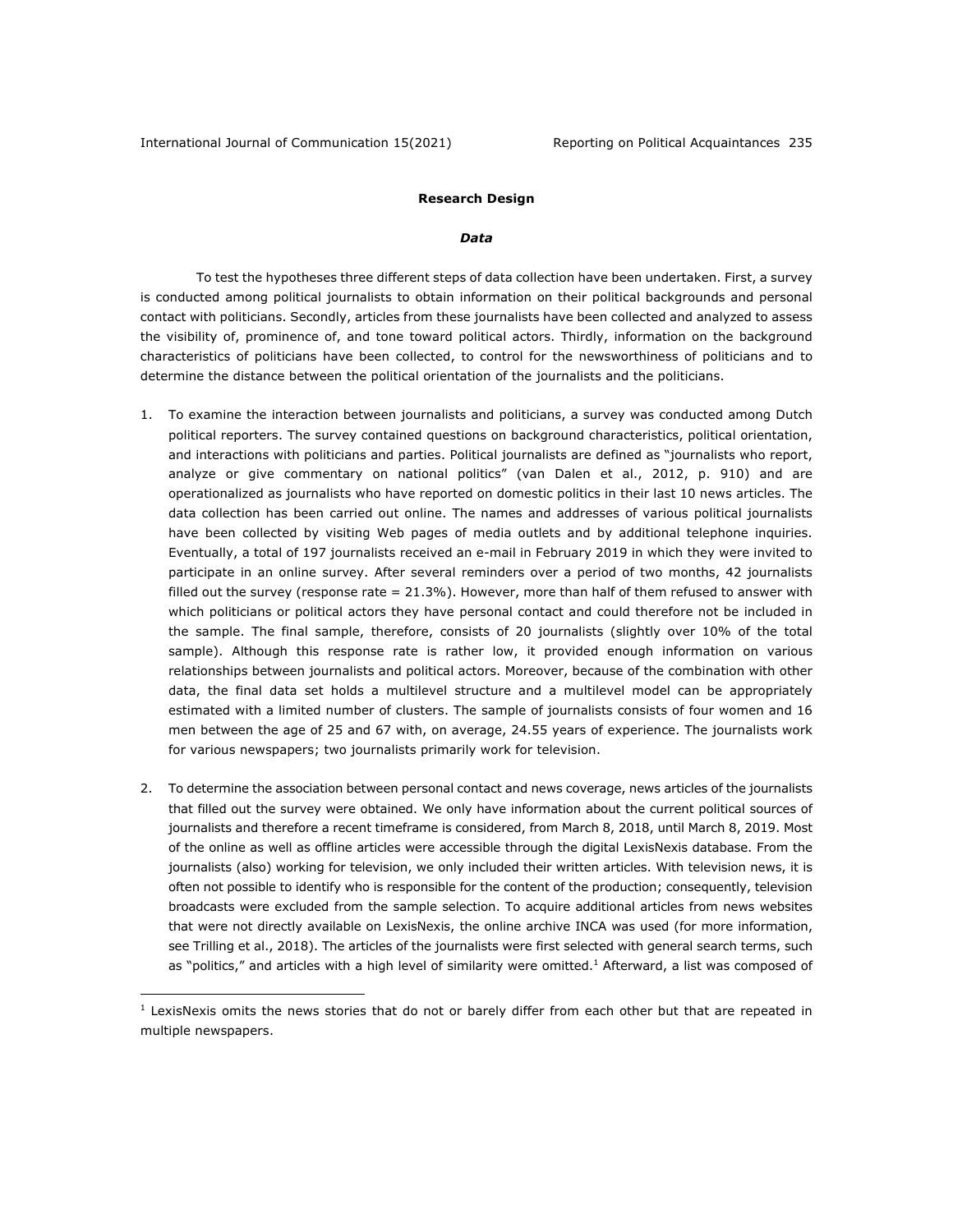## Research Design

### *Data*

To test the hypotheses three different steps of data collection have been undertaken. First, a survey is conducted among political journalists to obtain information on their political backgrounds and personal contact with politicians. Secondly, articles from these journalists have been collected and analyzed to assess the visibility of, prominence of, and tone toward political actors. Thirdly, information on the background characteristics of politicians have been collected, to control for the newsworthiness of politicians and to determine the distance between the political orientation of the journalists and the politicians.

1. To examine the interaction between journalists and politicians, a survey was conducted among Dutch political reporters. The survey contained questions on background characteristics, political orientation, and interactions with politicians and parties. Political journalists are defined as "journalists who report, analyze or give commentary on national politics" (van Dalen et al., 2012, p. 910) and are operationalized as journalists who have reported on domestic politics in their last 10 news articles. The data collection has been carried out online. The names and addresses of various political journalists have been collected by visiting Web pages of media outlets and by additional telephone inquiries. Eventually, a total of 197 journalists received an e-mail in February 2019 in which they were invited to participate in an online survey. After several reminders over a period of two months, 42 journalists filled out the survey (response rate = 21.3%). However, more than half of them refused to answer with which politicians or political actors they have personal contact and could therefore not be included in the sample. The final sample, therefore, consists of 20 journalists (slightly over 10% of the total sample). Although this response rate is rather low, it provided enough information on various relationships between journalists and political actors. Moreover, because of the combination with other data, the final data set holds a multilevel structure and a multilevel model can be appropriately estimated with a limited number of clusters. The sample of journalists consists of four women and 16 men between the age of 25 and 67 with, on average, 24.55 years of experience. The journalists work for various newspapers; two journalists primarily work for television.

2. To determine the association between personal contact and news coverage, news articles of the journalists that filled out the survey were obtained. We only have information about the current political sources of journalists and therefore a recent timeframe is considered, from March 8, 2018, until March 8, 2019. Most of the online as well as offline articles were accessible through the digital LexisNexis database. From the journalists (also) working for television, we only included their written articles. With television news, it is often not possible to identify who is responsible for the content of the production; consequently, television broadcasts were excluded from the sample selection. To acquire additional articles from news websites that were not directly available on LexisNexis, the online archive INCA was used (for more information, see Trilling et al., 2018). The articles of the journalists were first selected with general search terms, such as "politics," and articles with a high level of similarity were omitted.[1] Afterward, a list was composed of

[1] LexisNexis omits the news stories that do not or barely differ from each other but that are repeated in multiple newspapers.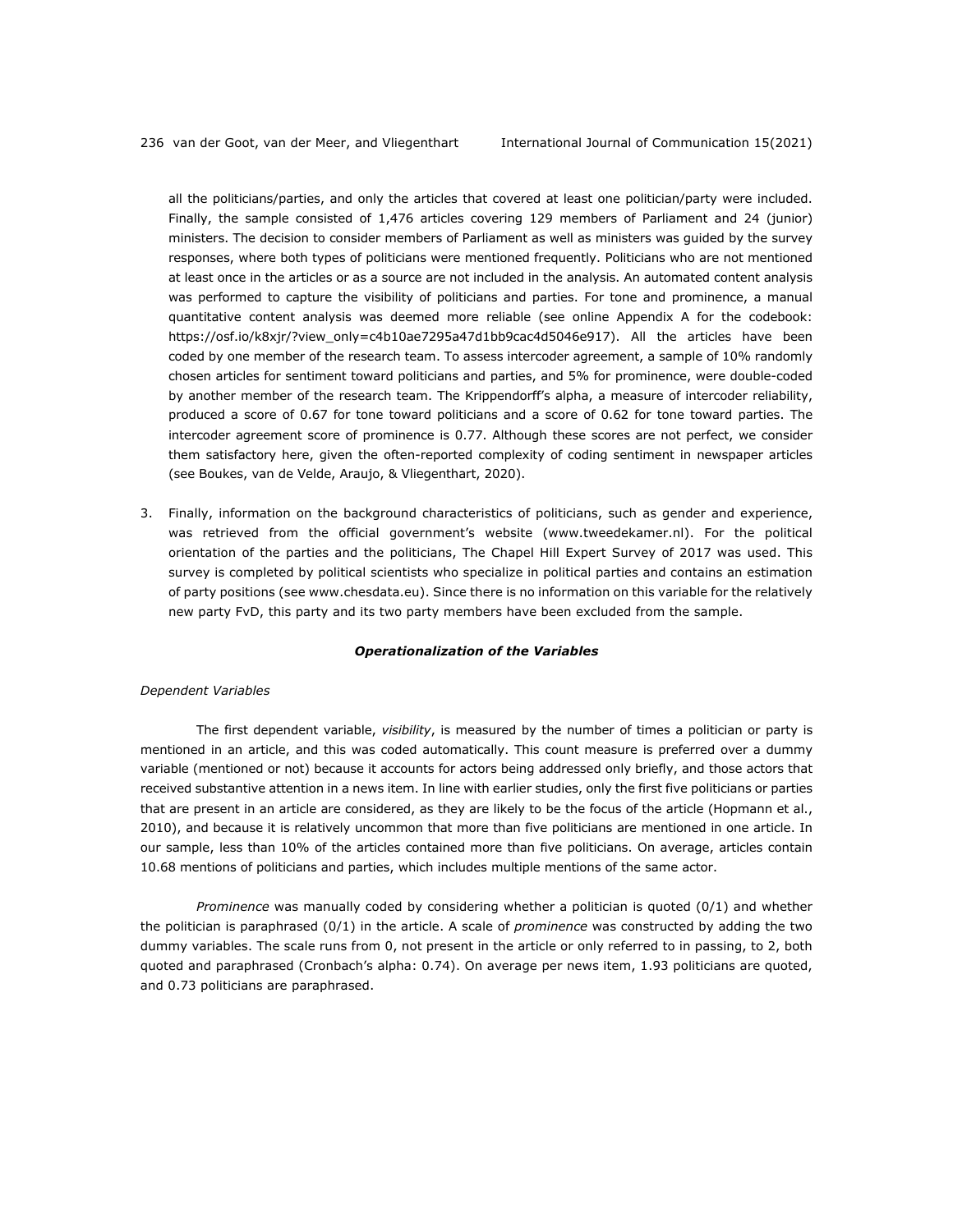all the politicians/parties, and only the articles that covered at least one politician/party were included. Finally, the sample consisted of 1,476 articles covering 129 members of Parliament and 24 (junior) ministers. The decision to consider members of Parliament as well as ministers was guided by the survey responses, where both types of politicians were mentioned frequently. Politicians who are not mentioned at least once in the articles or as a source are not included in the analysis. An automated content analysis was performed to capture the visibility of politicians and parties. For tone and prominence, a manual quantitative content analysis was deemed more reliable (see online Appendix A for the codebook: https://osf.io/k8xjr/?view_only=c4b10ae7295a47d1bb9cac4d5046e917). All the articles have been coded by one member of the research team. To assess intercoder agreement, a sample of 10% randomly chosen articles for sentiment toward politicians and parties, and 5% for prominence, were double-coded by another member of the research team. The Krippendorff's alpha, a measure of intercoder reliability, produced a score of 0.67 for tone toward politicians and a score of 0.62 for tone toward parties. The intercoder agreement score of prominence is 0.77. Although these scores are not perfect, we consider them satisfactory here, given the often-reported complexity of coding sentiment in newspaper articles (see Boukes, van de Velde, Araujo, & Vliegenthart, 2020).

3. Finally, information on the background characteristics of politicians, such as gender and experience, was retrieved from the official government's website (www.tweedekamer.nl). For the political orientation of the parties and the politicians, The Chapel Hill Expert Survey of 2017 was used. This survey is completed by political scientists who specialize in political parties and contains an estimation of party positions (see www.chesdata.eu). Since there is no information on this variable for the relatively new party FvD, this party and its two party members have been excluded from the sample.

### ***Operationalization of the Variables***

#### *Dependent Variables*

The first dependent variable, *visibility*, is measured by the number of times a politician or party is mentioned in an article, and this was coded automatically. This count measure is preferred over a dummy variable (mentioned or not) because it accounts for actors being addressed only briefly, and those actors that received substantive attention in a news item. In line with earlier studies, only the first five politicians or parties that are present in an article are considered, as they are likely to be the focus of the article (Hopmann et al., 2010), and because it is relatively uncommon that more than five politicians are mentioned in one article. In our sample, less than 10% of the articles contained more than five politicians. On average, articles contain 10.68 mentions of politicians and parties, which includes multiple mentions of the same actor.

*Prominence* was manually coded by considering whether a politician is quoted (0/1) and whether the politician is paraphrased (0/1) in the article. A scale of *prominence* was constructed by adding the two dummy variables. The scale runs from 0, not present in the article or only referred to in passing, to 2, both quoted and paraphrased (Cronbach's alpha: 0.74). On average per news item, 1.93 politicians are quoted, and 0.73 politicians are paraphrased.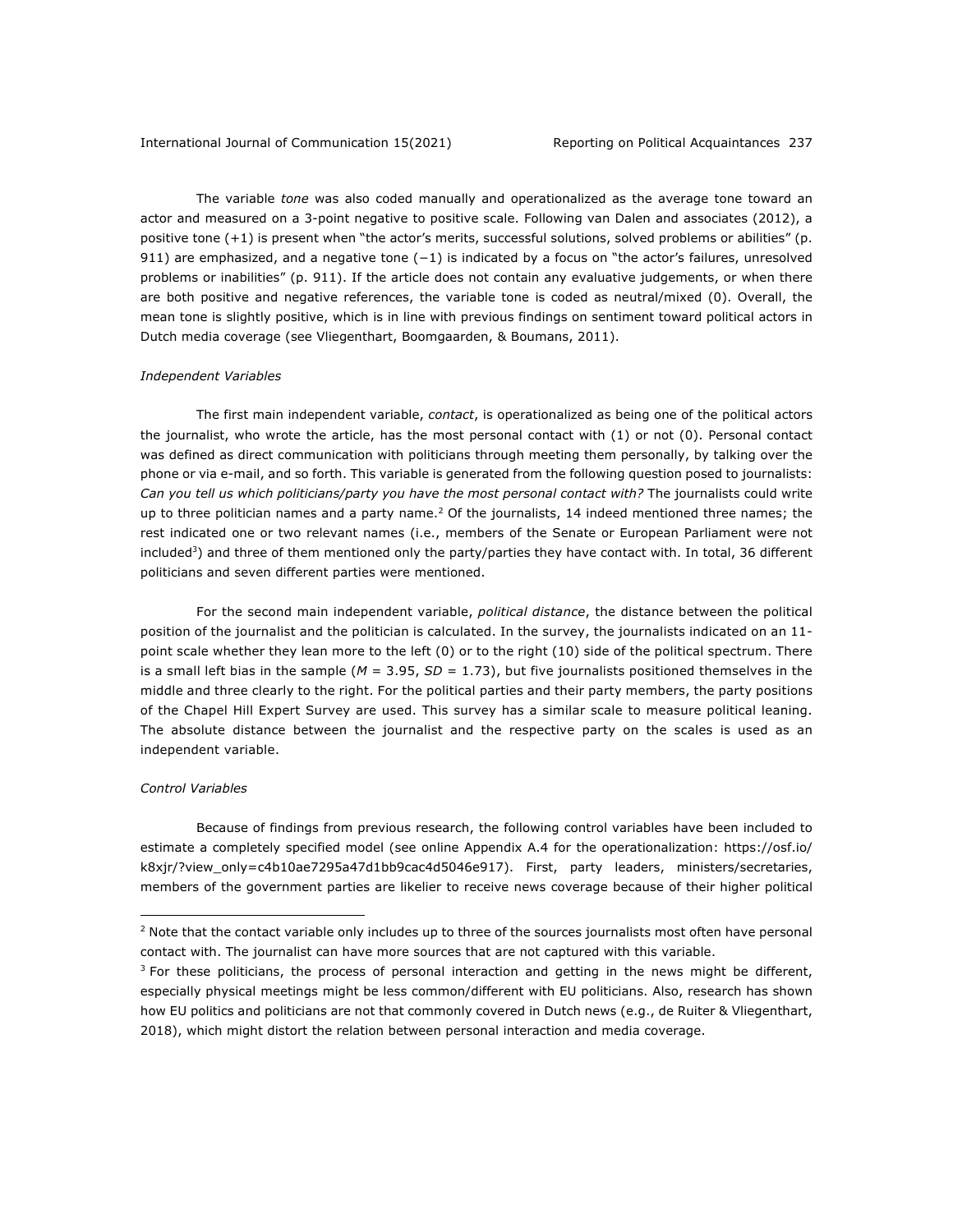The variable *tone* was also coded manually and operationalized as the average tone toward an actor and measured on a 3-point negative to positive scale. Following van Dalen and associates (2012), a positive tone (+1) is present when "the actor's merits, successful solutions, solved problems or abilities" (p. 911) are emphasized, and a negative tone (−1) is indicated by a focus on "the actor's failures, unresolved problems or inabilities" (p. 911). If the article does not contain any evaluative judgements, or when there are both positive and negative references, the variable tone is coded as neutral/mixed (0). Overall, the mean tone is slightly positive, which is in line with previous findings on sentiment toward political actors in Dutch media coverage (see Vliegenthart, Boomgaarden, & Boumans, 2011).

*Independent Variables*

The first main independent variable, *contact*, is operationalized as being one of the political actors the journalist, who wrote the article, has the most personal contact with (1) or not (0). Personal contact was defined as direct communication with politicians through meeting them personally, by talking over the phone or via e-mail, and so forth. This variable is generated from the following question posed to journalists: *Can you tell us which politicians/party you have the most personal contact with?* The journalists could write up to three politician names and a party name.[2] Of the journalists, 14 indeed mentioned three names; the rest indicated one or two relevant names (i.e., members of the Senate or European Parliament were not included[3]) and three of them mentioned only the party/parties they have contact with. In total, 36 different politicians and seven different parties were mentioned.

For the second main independent variable, *political distance*, the distance between the political position of the journalist and the politician is calculated. In the survey, the journalists indicated on an 11-point scale whether they lean more to the left (0) or to the right (10) side of the political spectrum. There is a small left bias in the sample ($M$ = 3.95, $SD$ = 1.73), but five journalists positioned themselves in the middle and three clearly to the right. For the political parties and their party members, the party positions of the Chapel Hill Expert Survey are used. This survey has a similar scale to measure political leaning. The absolute distance between the journalist and the respective party on the scales is used as an independent variable.

*Control Variables*

Because of findings from previous research, the following control variables have been included to estimate a completely specified model (see online Appendix A.4 for the operationalization: https://osf.io/k8xjr/?view_only=c4b10ae7295a47d1bb9cac4d5046e917). First, party leaders, ministers/secretaries, members of the government parties are likelier to receive news coverage because of their higher political

---

[2] Note that the contact variable only includes up to three of the sources journalists most often have personal contact with. The journalist can have more sources that are not captured with this variable.

[3] For these politicians, the process of personal interaction and getting in the news might be different, especially physical meetings might be less common/different with EU politicians. Also, research has shown how EU politics and politicians are not that commonly covered in Dutch news (e.g., de Ruiter & Vliegenthart, 2018), which might distort the relation between personal interaction and media coverage.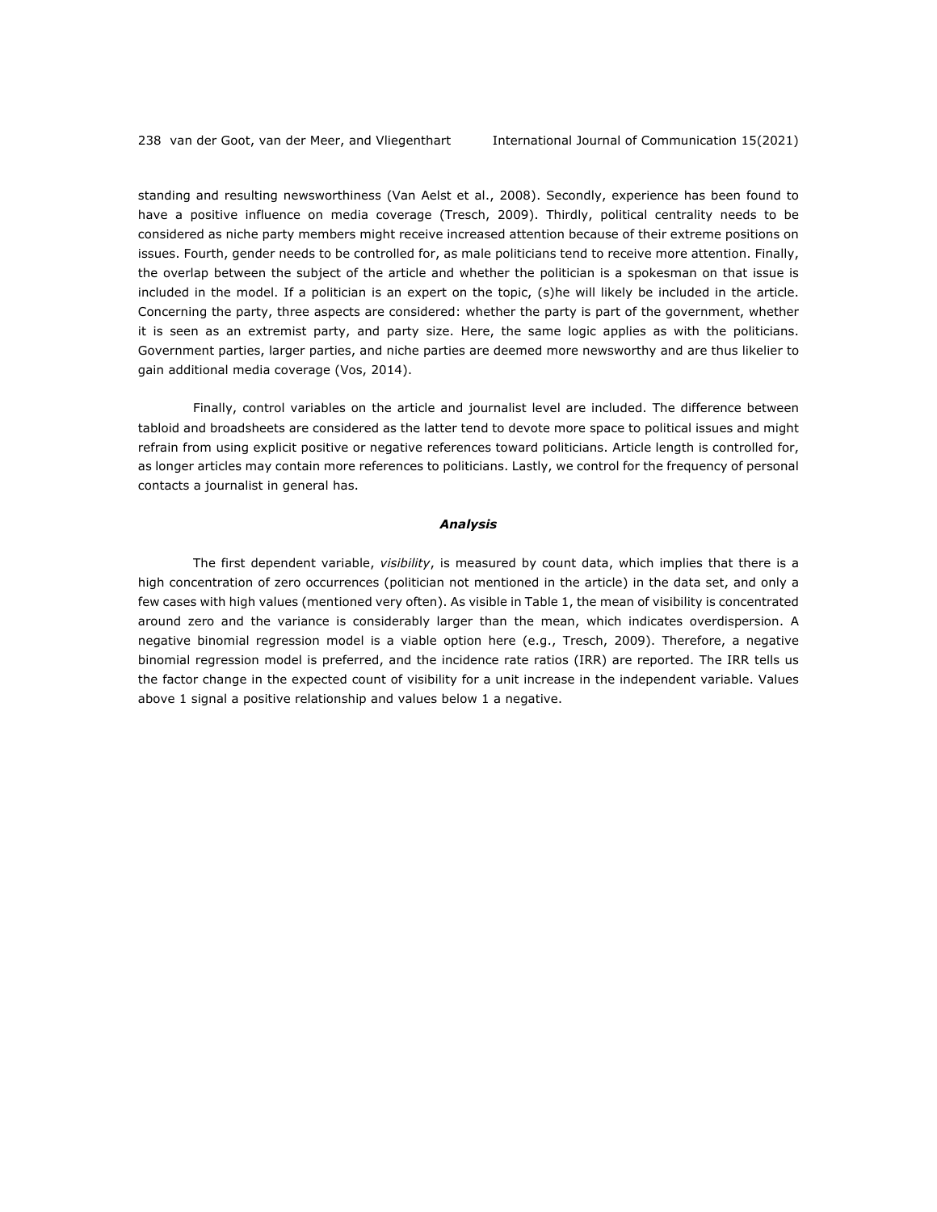standing and resulting newsworthiness (Van Aelst et al., 2008). Secondly, experience has been found to have a positive influence on media coverage (Tresch, 2009). Thirdly, political centrality needs to be considered as niche party members might receive increased attention because of their extreme positions on issues. Fourth, gender needs to be controlled for, as male politicians tend to receive more attention. Finally, the overlap between the subject of the article and whether the politician is a spokesman on that issue is included in the model. If a politician is an expert on the topic, (s)he will likely be included in the article. Concerning the party, three aspects are considered: whether the party is part of the government, whether it is seen as an extremist party, and party size. Here, the same logic applies as with the politicians. Government parties, larger parties, and niche parties are deemed more newsworthy and are thus likelier to gain additional media coverage (Vos, 2014).

Finally, control variables on the article and journalist level are included. The difference between tabloid and broadsheets are considered as the latter tend to devote more space to political issues and might refrain from using explicit positive or negative references toward politicians. Article length is controlled for, as longer articles may contain more references to politicians. Lastly, we control for the frequency of personal contacts a journalist in general has.

### *Analysis*

The first dependent variable, *visibility*, is measured by count data, which implies that there is a high concentration of zero occurrences (politician not mentioned in the article) in the data set, and only a few cases with high values (mentioned very often). As visible in Table 1, the mean of visibility is concentrated around zero and the variance is considerably larger than the mean, which indicates overdispersion. A negative binomial regression model is a viable option here (e.g., Tresch, 2009). Therefore, a negative binomial regression model is preferred, and the incidence rate ratios (IRR) are reported. The IRR tells us the factor change in the expected count of visibility for a unit increase in the independent variable. Values above 1 signal a positive relationship and values below 1 a negative.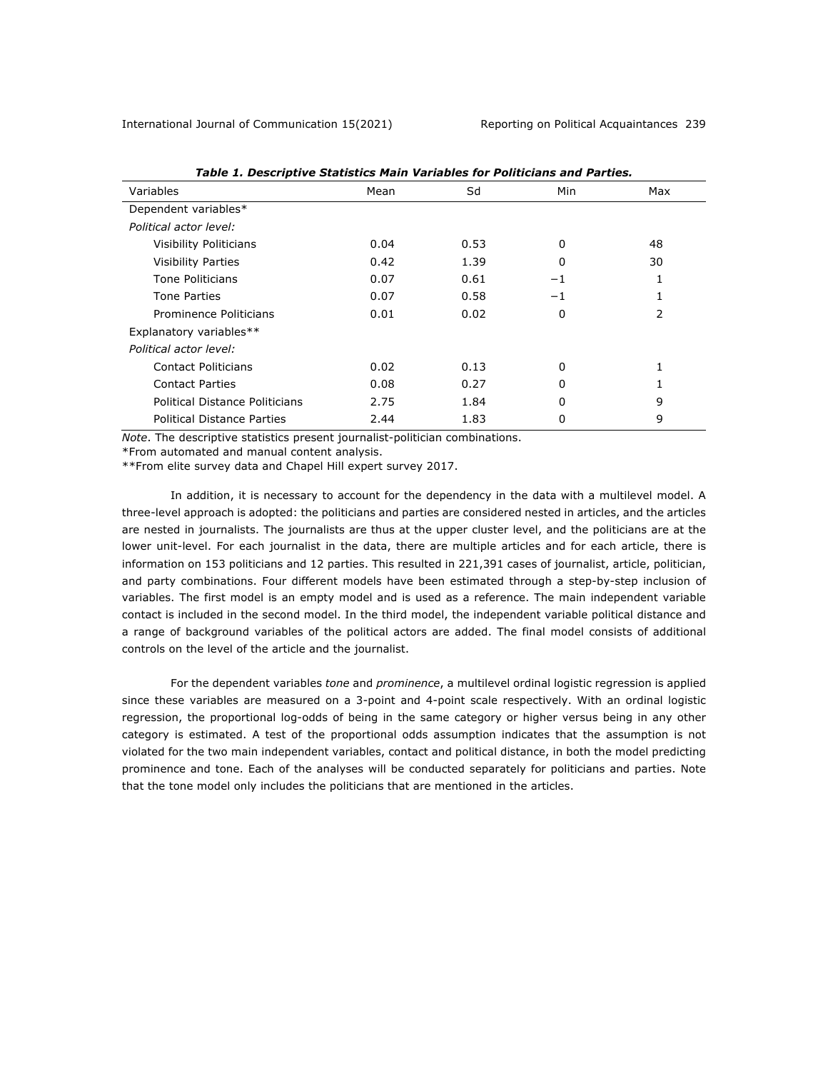***Table 1. Descriptive Statistics Main Variables for Politicians and Parties.***

| Variables | Mean | Sd | Min | Max |
|---|---|---|---|---|
| Dependent variables* | | | | |
| *Political actor level:* | | | | |
| Visibility Politicians | 0.04 | 0.53 | 0 | 48 |
| Visibility Parties | 0.42 | 1.39 | 0 | 30 |
| Tone Politicians | 0.07 | 0.61 | −1 | 1 |
| Tone Parties | 0.07 | 0.58 | −1 | 1 |
| Prominence Politicians | 0.01 | 0.02 | 0 | 2 |
| Explanatory variables** | | | | |
| *Political actor level:* | | | | |
| Contact Politicians | 0.02 | 0.13 | 0 | 1 |
| Contact Parties | 0.08 | 0.27 | 0 | 1 |
| Political Distance Politicians | 2.75 | 1.84 | 0 | 9 |
| Political Distance Parties | 2.44 | 1.83 | 0 | 9 |

*Note*. The descriptive statistics present journalist-politician combinations.

*From automated and manual content analysis.

**From elite survey data and Chapel Hill expert survey 2017.

In addition, it is necessary to account for the dependency in the data with a multilevel model. A three-level approach is adopted: the politicians and parties are considered nested in articles, and the articles are nested in journalists. The journalists are thus at the upper cluster level, and the politicians are at the lower unit-level. For each journalist in the data, there are multiple articles and for each article, there is information on 153 politicians and 12 parties. This resulted in 221,391 cases of journalist, article, politician, and party combinations. Four different models have been estimated through a step-by-step inclusion of variables. The first model is an empty model and is used as a reference. The main independent variable contact is included in the second model. In the third model, the independent variable political distance and a range of background variables of the political actors are added. The final model consists of additional controls on the level of the article and the journalist.

For the dependent variables *tone* and *prominence*, a multilevel ordinal logistic regression is applied since these variables are measured on a 3-point and 4-point scale respectively. With an ordinal logistic regression, the proportional log-odds of being in the same category or higher versus being in any other category is estimated. A test of the proportional odds assumption indicates that the assumption is not violated for the two main independent variables, contact and political distance, in both the model predicting prominence and tone. Each of the analyses will be conducted separately for politicians and parties. Note that the tone model only includes the politicians that are mentioned in the articles.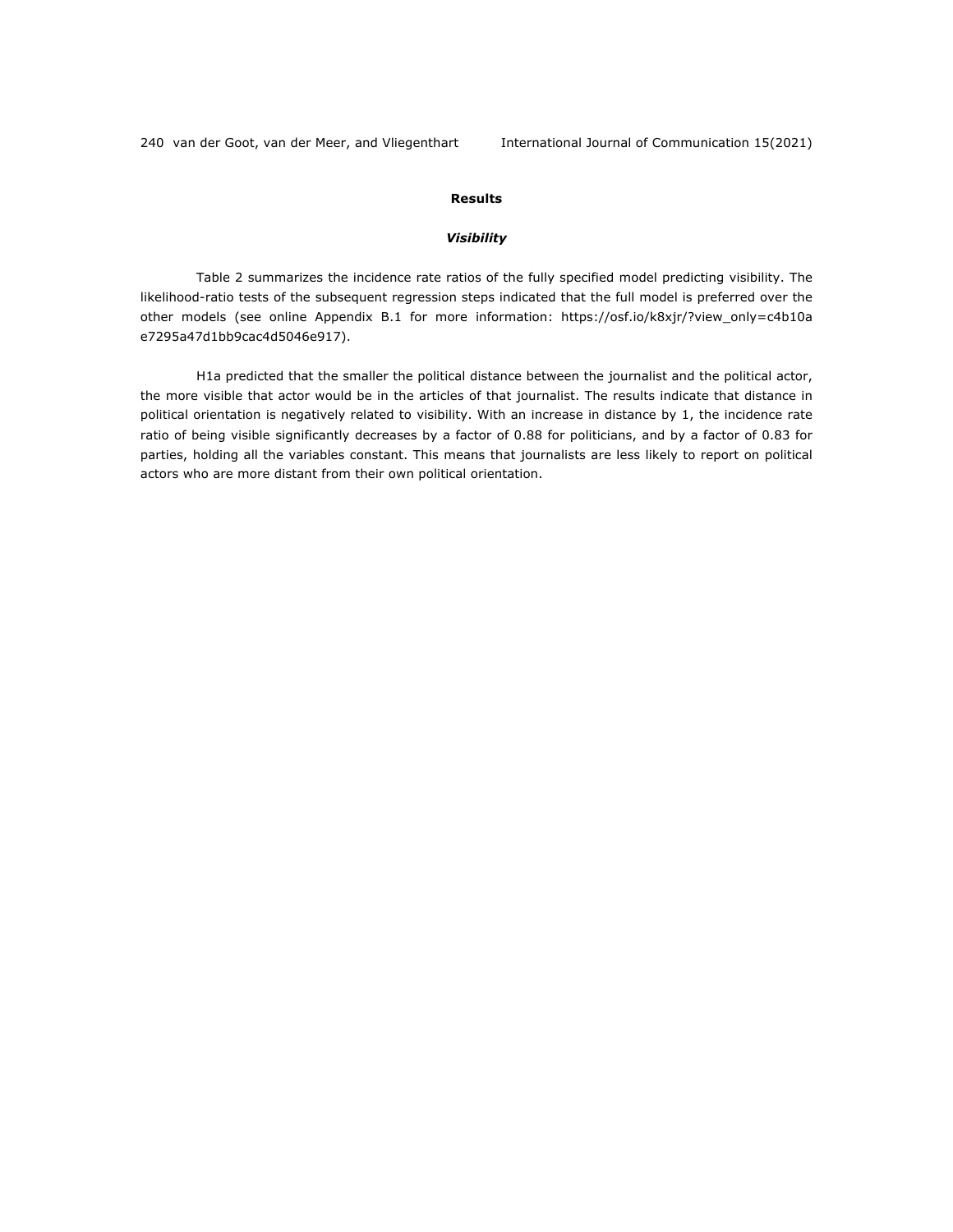## Results

### *Visibility*

Table 2 summarizes the incidence rate ratios of the fully specified model predicting visibility. The likelihood-ratio tests of the subsequent regression steps indicated that the full model is preferred over the other models (see online Appendix B.1 for more information: https://osf.io/k8xjr/?view_only=c4b10ae7295a47d1bb9cac4d5046e917).

H1a predicted that the smaller the political distance between the journalist and the political actor, the more visible that actor would be in the articles of that journalist. The results indicate that distance in political orientation is negatively related to visibility. With an increase in distance by 1, the incidence rate ratio of being visible significantly decreases by a factor of 0.88 for politicians, and by a factor of 0.83 for parties, holding all the variables constant. This means that journalists are less likely to report on political actors who are more distant from their own political orientation.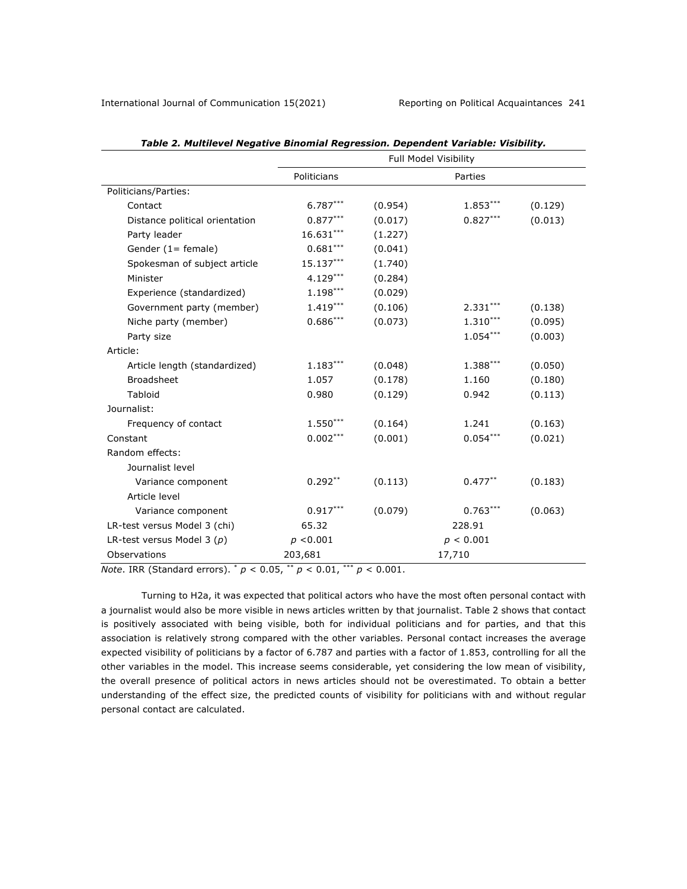***Table 2. Multilevel Negative Binomial Regression. Dependent Variable: Visibility.***

| | Full Model Visibility | | | |
|---|---|---|---|---|
| | Politicians | | Parties | |
| Politicians/Parties: | | | | |
| Contact | $6.787^{***}$ | (0.954) | $1.853^{***}$ | (0.129) |
| Distance political orientation | $0.877^{***}$ | (0.017) | $0.827^{***}$ | (0.013) |
| Party leader | $16.631^{***}$ | (1.227) | | |
| Gender (1= female) | $0.681^{***}$ | (0.041) | | |
| Spokesman of subject article | $15.137^{***}$ | (1.740) | | |
| Minister | $4.129^{***}$ | (0.284) | | |
| Experience (standardized) | $1.198^{***}$ | (0.029) | | |
| Government party (member) | $1.419^{***}$ | (0.106) | $2.331^{***}$ | (0.138) |
| Niche party (member) | $0.686^{***}$ | (0.073) | $1.310^{***}$ | (0.095) |
| Party size | | | $1.054^{***}$ | (0.003) |
| Article: | | | | |
| Article length (standardized) | $1.183^{***}$ | (0.048) | $1.388^{***}$ | (0.050) |
| Broadsheet | 1.057 | (0.178) | 1.160 | (0.180) |
| Tabloid | 0.980 | (0.129) | 0.942 | (0.113) |
| Journalist: | | | | |
| Frequency of contact | $1.550^{***}$ | (0.164) | 1.241 | (0.163) |
| Constant | $0.002^{***}$ | (0.001) | $0.054^{***}$ | (0.021) |
| Random effects: | | | | |
| Journalist level | | | | |
| Variance component | $0.292^{**}$ | (0.113) | $0.477^{**}$ | (0.183) |
| Article level | | | | |
| Variance component | $0.917^{***}$ | (0.079) | $0.763^{***}$ | (0.063) |
| LR-test versus Model 3 (chi) | 65.32 | | 228.91 | |
| LR-test versus Model 3 ($p$) | $p < 0.001$ | | $p < 0.001$ | |
| Observations | 203,681 | | 17,710 | |

*Note*. IRR (Standard errors). $^{*}$ $p < 0.05$, $^{**}$ $p < 0.01$, $^{***}$ $p < 0.001$.

Turning to H2a, it was expected that political actors who have the most often personal contact with a journalist would also be more visible in news articles written by that journalist. Table 2 shows that contact is positively associated with being visible, both for individual politicians and for parties, and that this association is relatively strong compared with the other variables. Personal contact increases the average expected visibility of politicians by a factor of 6.787 and parties with a factor of 1.853, controlling for all the other variables in the model. This increase seems considerable, yet considering the low mean of visibility, the overall presence of political actors in news articles should not be overestimated. To obtain a better understanding of the effect size, the predicted counts of visibility for politicians with and without regular personal contact are calculated.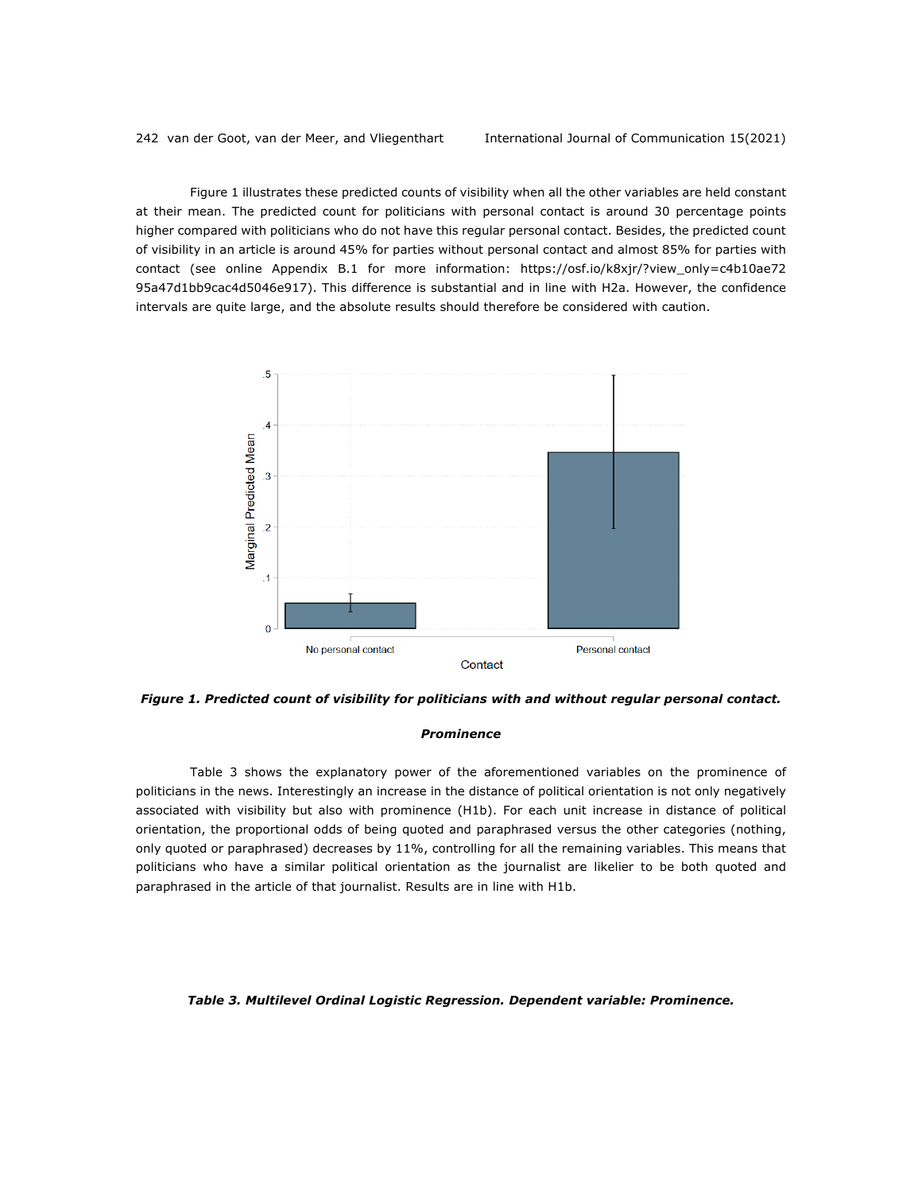Figure 1 illustrates these predicted counts of visibility when all the other variables are held constant at their mean. The predicted count for politicians with personal contact is around 30 percentage points higher compared with politicians who do not have this regular personal contact. Besides, the predicted count of visibility in an article is around 45% for parties without personal contact and almost 85% for parties with contact (see online Appendix B.1 for more information: https://osf.io/k8xjr/?view_only=c4b10ae7295a47d1bb9cac4d5046e917). This difference is substantial and in line with H2a. However, the confidence intervals are quite large, and the absolute results should therefore be considered with caution.

***Figure 1. Predicted count of visibility for politicians with and without regular personal contact.***

***Prominence***

Table 3 shows the explanatory power of the aforementioned variables on the prominence of politicians in the news. Interestingly an increase in the distance of political orientation is not only negatively associated with visibility but also with prominence (H1b). For each unit increase in distance of political orientation, the proportional odds of being quoted and paraphrased versus the other categories (nothing, only quoted or paraphrased) decreases by 11%, controlling for all the remaining variables. This means that politicians who have a similar political orientation as the journalist are likelier to be both quoted and paraphrased in the article of that journalist. Results are in line with H1b.

***Table 3. Multilevel Ordinal Logistic Regression. Dependent variable: Prominence.***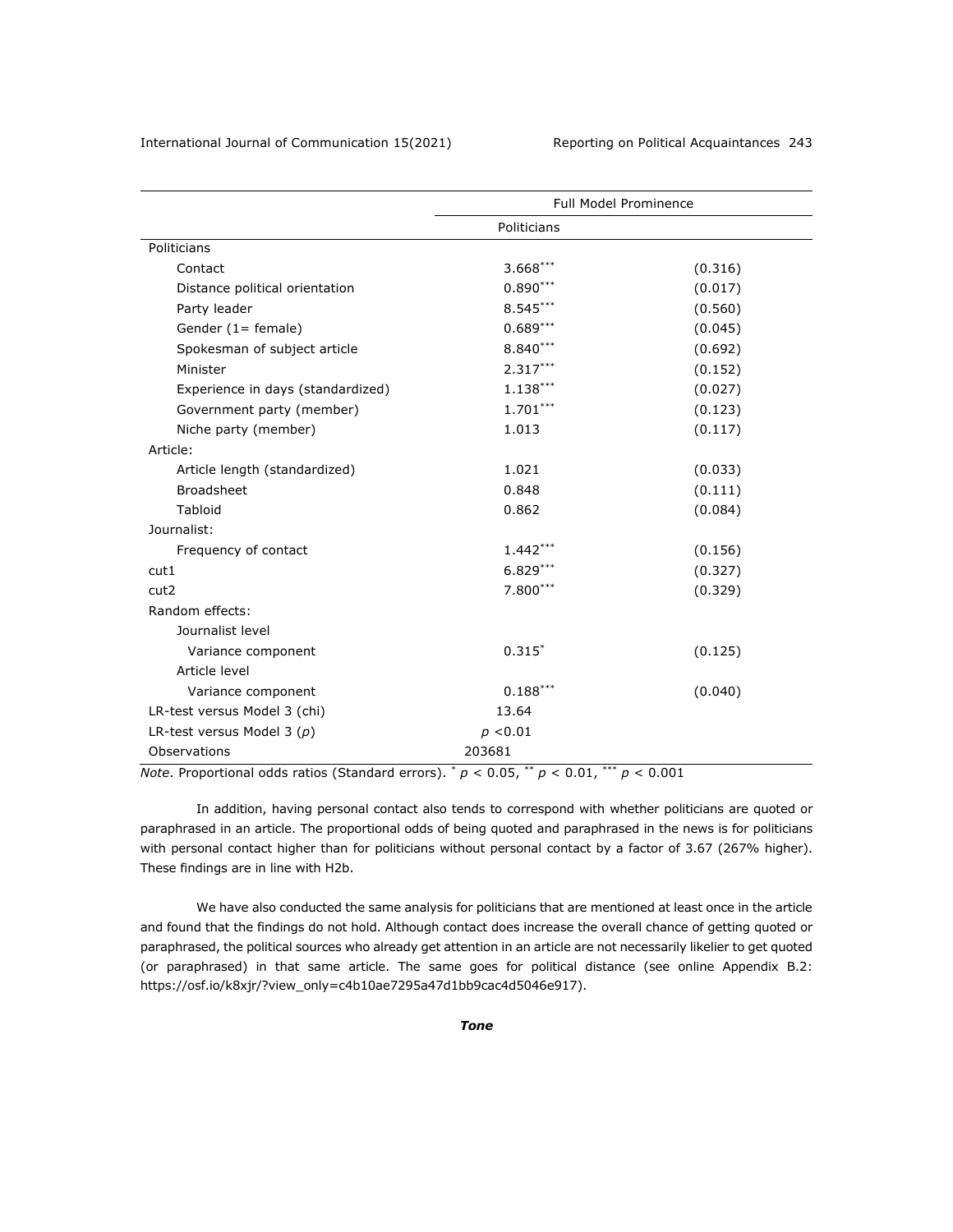| | Full Model Prominence | |
|---|---|---|
| | Politicians | |
| Politicians | | |
| Contact | 3.668*** | (0.316) |
| Distance political orientation | 0.890*** | (0.017) |
| Party leader | 8.545*** | (0.560) |
| Gender (1= female) | 0.689*** | (0.045) |
| Spokesman of subject article | 8.840*** | (0.692) |
| Minister | 2.317*** | (0.152) |
| Experience in days (standardized) | 1.138*** | (0.027) |
| Government party (member) | 1.701*** | (0.123) |
| Niche party (member) | 1.013 | (0.117) |
| Article: | | |
| Article length (standardized) | 1.021 | (0.033) |
| Broadsheet | 0.848 | (0.111) |
| Tabloid | 0.862 | (0.084) |
| Journalist: | | |
| Frequency of contact | 1.442*** | (0.156) |
| cut1 | 6.829*** | (0.327) |
| cut2 | 7.800*** | (0.329) |
| Random effects: | | |
| Journalist level | | |
| Variance component | 0.315* | (0.125) |
| Article level | | |
| Variance component | 0.188*** | (0.040) |
| LR-test versus Model 3 (chi) | 13.64 | |
| LR-test versus Model 3 ($p$) | $p$ <0.01 | |
| Observations | 203681 | |

*Note*. Proportional odds ratios (Standard errors). * $p < 0.05$, ** $p < 0.01$, *** $p < 0.001$

In addition, having personal contact also tends to correspond with whether politicians are quoted or paraphrased in an article. The proportional odds of being quoted and paraphrased in the news is for politicians with personal contact higher than for politicians without personal contact by a factor of 3.67 (267% higher). These findings are in line with H2b.

We have also conducted the same analysis for politicians that are mentioned at least once in the article and found that the findings do not hold. Although contact does increase the overall chance of getting quoted or paraphrased, the political sources who already get attention in an article are not necessarily likelier to get quoted (or paraphrased) in that same article. The same goes for political distance (see online Appendix B.2: https://osf.io/k8xjr/?view_only=c4b10ae7295a47d1bb9cac4d5046e917).

### *Tone*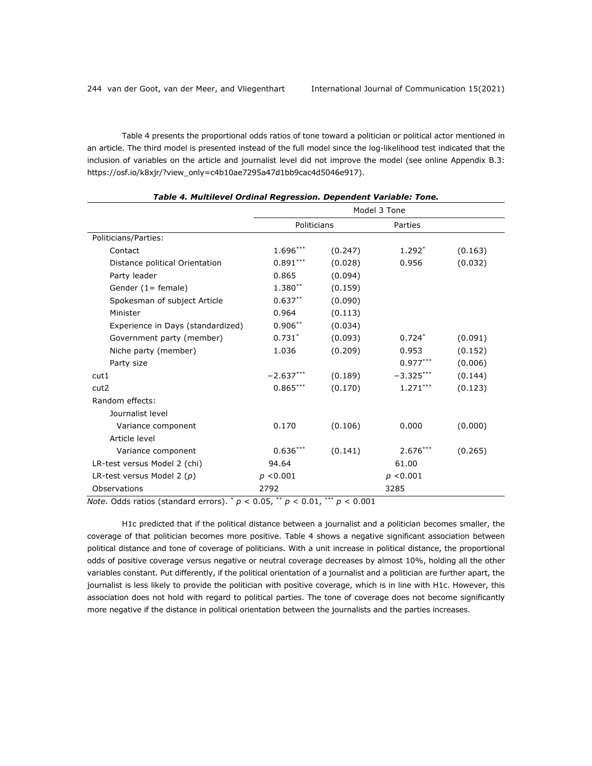Table 4 presents the proportional odds ratios of tone toward a politician or political actor mentioned in an article. The third model is presented instead of the full model since the log-likelihood test indicated that the inclusion of variables on the article and journalist level did not improve the model (see online Appendix B.3: https://osf.io/k8xjr/?view_only=c4b10ae7295a47d1bb9cac4d5046e917).

***Table 4. Multilevel Ordinal Regression. Dependent Variable: Tone.***

| | Model 3 Tone | | | |
|---|---|---|---|---|
| | Politicians | | Parties | |
| Politicians/Parties: | | | | |
| Contact | $1.696^{***}$ | (0.247) | $1.292^{*}$ | (0.163) |
| Distance political Orientation | $0.891^{***}$ | (0.028) | 0.956 | (0.032) |
| Party leader | 0.865 | (0.094) | | |
| Gender (1= female) | $1.380^{**}$ | (0.159) | | |
| Spokesman of subject Article | $0.637^{**}$ | (0.090) | | |
| Minister | 0.964 | (0.113) | | |
| Experience in Days (standardized) | $0.906^{**}$ | (0.034) | | |
| Government party (member) | $0.731^{*}$ | (0.093) | $0.724^{*}$ | (0.091) |
| Niche party (member) | 1.036 | (0.209) | 0.953 | (0.152) |
| Party size | | | $0.977^{***}$ | (0.006) |
| cut1 | $-2.637^{***}$ | (0.189) | $-3.325^{***}$ | (0.144) |
| cut2 | $0.865^{***}$ | (0.170) | $1.271^{***}$ | (0.123) |
| Random effects: | | | | |
| Journalist level | | | | |
| Variance component | 0.170 | (0.106) | 0.000 | (0.000) |
| Article level | | | | |
| Variance component | $0.636^{***}$ | (0.141) | $2.676^{***}$ | (0.265) |
| LR-test versus Model 2 (chi) | 94.64 | | 61.00 | |
| LR-test versus Model 2 ($p$) | $p < 0.001$ | | $p < 0.001$ | |
| Observations | 2792 | | 3285 | |

*Note*. Odds ratios (standard errors). $^{*}$ $p < 0.05$, $^{**}$ $p < 0.01$, $^{***}$ $p < 0.001$

H1c predicted that if the political distance between a journalist and a politician becomes smaller, the coverage of that politician becomes more positive. Table 4 shows a negative significant association between political distance and tone of coverage of politicians. With a unit increase in political distance, the proportional odds of positive coverage versus negative or neutral coverage decreases by almost 10%, holding all the other variables constant. Put differently, if the political orientation of a journalist and a politician are further apart, the journalist is less likely to provide the politician with positive coverage, which is in line with H1c. However, this association does not hold with regard to political parties. The tone of coverage does not become significantly more negative if the distance in political orientation between the journalists and the parties increases.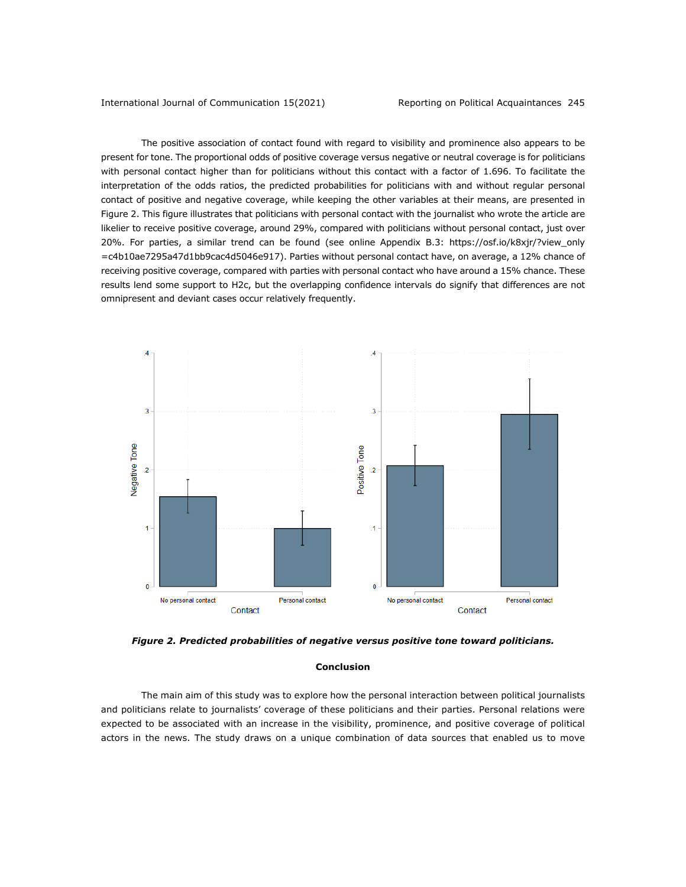The positive association of contact found with regard to visibility and prominence also appears to be present for tone. The proportional odds of positive coverage versus negative or neutral coverage is for politicians with personal contact higher than for politicians without this contact with a factor of 1.696. To facilitate the interpretation of the odds ratios, the predicted probabilities for politicians with and without regular personal contact of positive and negative coverage, while keeping the other variables at their means, are presented in Figure 2. This figure illustrates that politicians with personal contact with the journalist who wrote the article are likelier to receive positive coverage, around 29%, compared with politicians without personal contact, just over 20%. For parties, a similar trend can be found (see online Appendix B.3: https://osf.io/k8xjr/?view_only=c4b10ae7295a47d1bb9cac4d5046e917). Parties without personal contact have, on average, a 12% chance of receiving positive coverage, compared with parties with personal contact who have around a 15% chance. These results lend some support to H2c, but the overlapping confidence intervals do signify that differences are not omnipresent and deviant cases occur relatively frequently.

***Figure 2. Predicted probabilities of negative versus positive tone toward politicians.***

## Conclusion

The main aim of this study was to explore how the personal interaction between political journalists and politicians relate to journalists' coverage of these politicians and their parties. Personal relations were expected to be associated with an increase in the visibility, prominence, and positive coverage of political actors in the news. The study draws on a unique combination of data sources that enabled us to move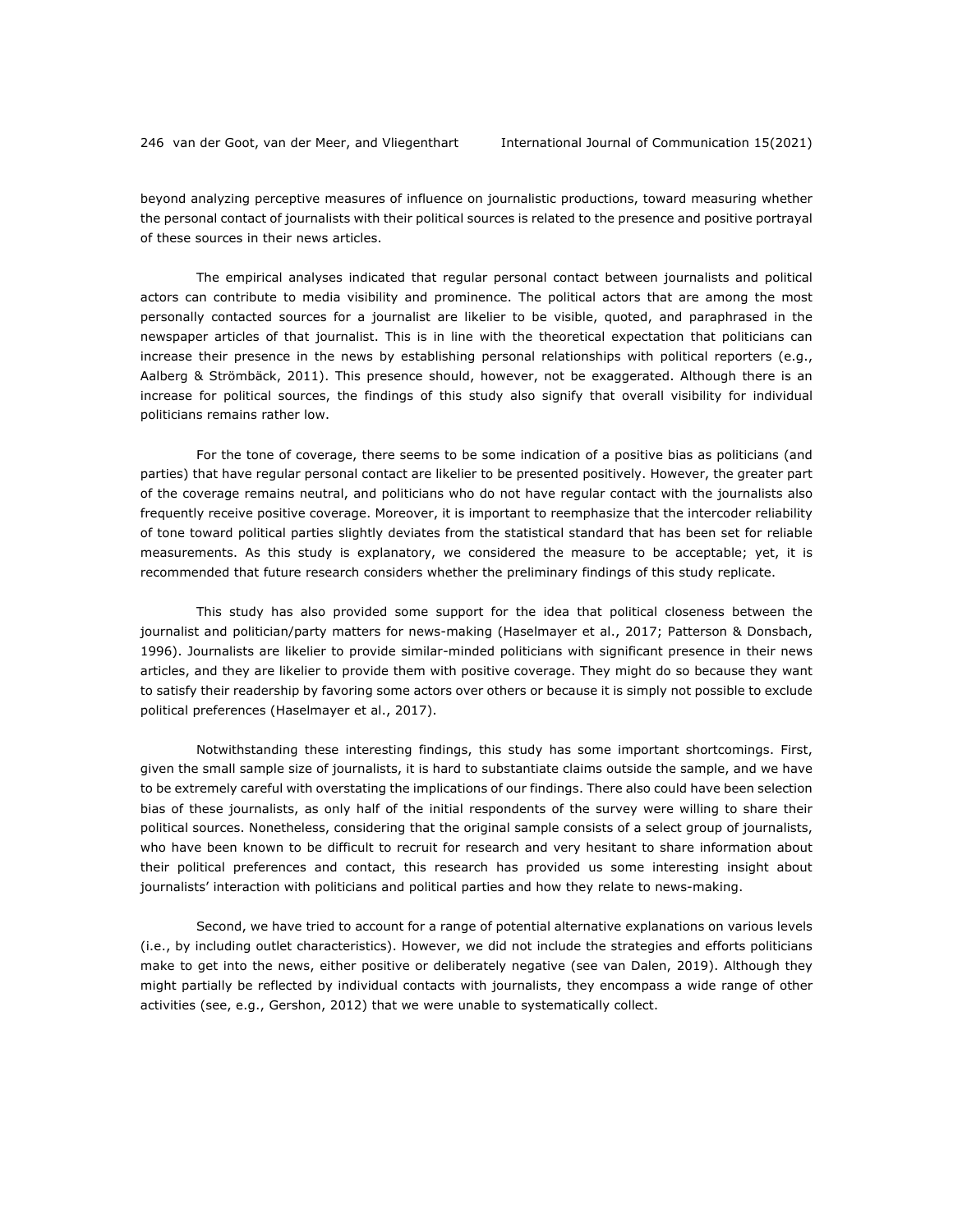beyond analyzing perceptive measures of influence on journalistic productions, toward measuring whether the personal contact of journalists with their political sources is related to the presence and positive portrayal of these sources in their news articles.

The empirical analyses indicated that regular personal contact between journalists and political actors can contribute to media visibility and prominence. The political actors that are among the most personally contacted sources for a journalist are likelier to be visible, quoted, and paraphrased in the newspaper articles of that journalist. This is in line with the theoretical expectation that politicians can increase their presence in the news by establishing personal relationships with political reporters (e.g., Aalberg & Strömbäck, 2011). This presence should, however, not be exaggerated. Although there is an increase for political sources, the findings of this study also signify that overall visibility for individual politicians remains rather low.

For the tone of coverage, there seems to be some indication of a positive bias as politicians (and parties) that have regular personal contact are likelier to be presented positively. However, the greater part of the coverage remains neutral, and politicians who do not have regular contact with the journalists also frequently receive positive coverage. Moreover, it is important to reemphasize that the intercoder reliability of tone toward political parties slightly deviates from the statistical standard that has been set for reliable measurements. As this study is explanatory, we considered the measure to be acceptable; yet, it is recommended that future research considers whether the preliminary findings of this study replicate.

This study has also provided some support for the idea that political closeness between the journalist and politician/party matters for news-making (Haselmayer et al., 2017; Patterson & Donsbach, 1996). Journalists are likelier to provide similar-minded politicians with significant presence in their news articles, and they are likelier to provide them with positive coverage. They might do so because they want to satisfy their readership by favoring some actors over others or because it is simply not possible to exclude political preferences (Haselmayer et al., 2017).

Notwithstanding these interesting findings, this study has some important shortcomings. First, given the small sample size of journalists, it is hard to substantiate claims outside the sample, and we have to be extremely careful with overstating the implications of our findings. There also could have been selection bias of these journalists, as only half of the initial respondents of the survey were willing to share their political sources. Nonetheless, considering that the original sample consists of a select group of journalists, who have been known to be difficult to recruit for research and very hesitant to share information about their political preferences and contact, this research has provided us some interesting insight about journalists' interaction with politicians and political parties and how they relate to news-making.

Second, we have tried to account for a range of potential alternative explanations on various levels (i.e., by including outlet characteristics). However, we did not include the strategies and efforts politicians make to get into the news, either positive or deliberately negative (see van Dalen, 2019). Although they might partially be reflected by individual contacts with journalists, they encompass a wide range of other activities (see, e.g., Gershon, 2012) that we were unable to systematically collect.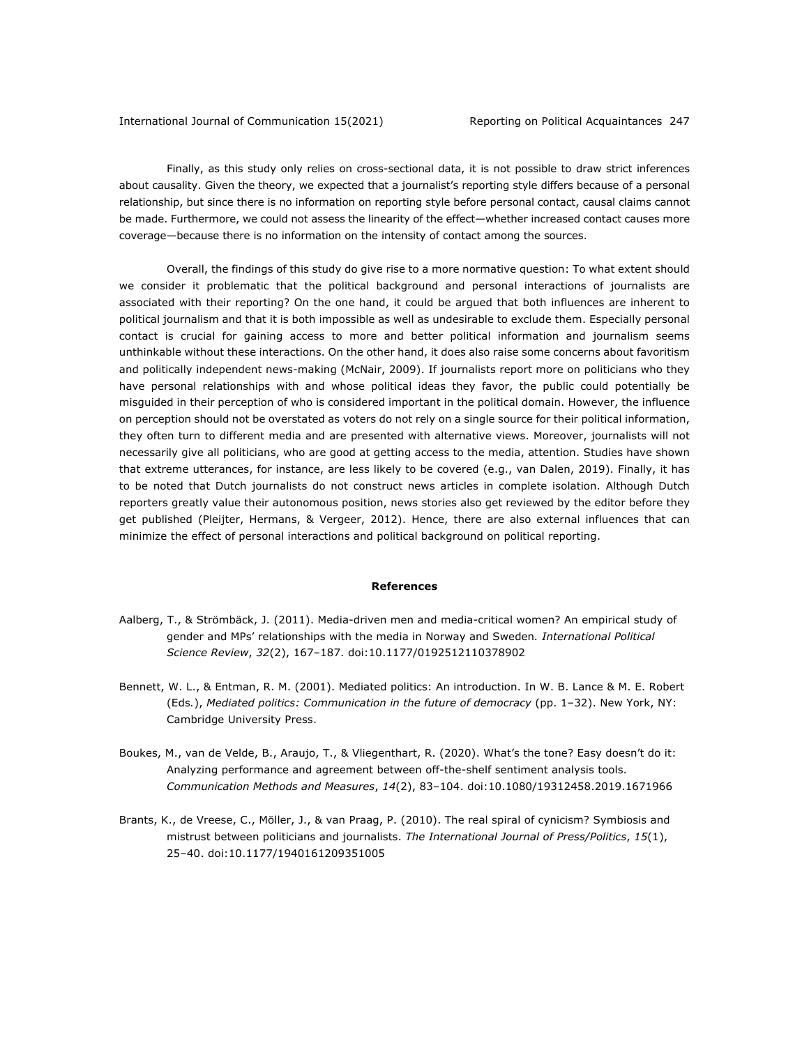Finally, as this study only relies on cross-sectional data, it is not possible to draw strict inferences about causality. Given the theory, we expected that a journalist's reporting style differs because of a personal relationship, but since there is no information on reporting style before personal contact, causal claims cannot be made. Furthermore, we could not assess the linearity of the effect—whether increased contact causes more coverage—because there is no information on the intensity of contact among the sources.

Overall, the findings of this study do give rise to a more normative question: To what extent should we consider it problematic that the political background and personal interactions of journalists are associated with their reporting? On the one hand, it could be argued that both influences are inherent to political journalism and that it is both impossible as well as undesirable to exclude them. Especially personal contact is crucial for gaining access to more and better political information and journalism seems unthinkable without these interactions. On the other hand, it does also raise some concerns about favoritism and politically independent news-making (McNair, 2009). If journalists report more on politicians who they have personal relationships with and whose political ideas they favor, the public could potentially be misguided in their perception of who is considered important in the political domain. However, the influence on perception should not be overstated as voters do not rely on a single source for their political information, they often turn to different media and are presented with alternative views. Moreover, journalists will not necessarily give all politicians, who are good at getting access to the media, attention. Studies have shown that extreme utterances, for instance, are less likely to be covered (e.g., van Dalen, 2019). Finally, it has to be noted that Dutch journalists do not construct news articles in complete isolation. Although Dutch reporters greatly value their autonomous position, news stories also get reviewed by the editor before they get published (Pleijter, Hermans, & Vergeer, 2012). Hence, there are also external influences that can minimize the effect of personal interactions and political background on political reporting.

## References

Aalberg, T., & Strömbäck, J. (2011). Media-driven men and media-critical women? An empirical study of gender and MPs' relationships with the media in Norway and Sweden. *International Political Science Review*, *32*(2), 167–187. doi:10.1177/0192512110378902

Bennett, W. L., & Entman, R. M. (2001). Mediated politics: An introduction. In W. B. Lance & M. E. Robert (Eds.), *Mediated politics: Communication in the future of democracy* (pp. 1–32). New York, NY: Cambridge University Press.

Boukes, M., van de Velde, B., Araujo, T., & Vliegenthart, R. (2020). What's the tone? Easy doesn't do it: Analyzing performance and agreement between off-the-shelf sentiment analysis tools. *Communication Methods and Measures*, *14*(2), 83–104. doi:10.1080/19312458.2019.1671966

Brants, K., de Vreese, C., Möller, J., & van Praag, P. (2010). The real spiral of cynicism? Symbiosis and mistrust between politicians and journalists. *The International Journal of Press/Politics*, *15*(1), 25–40. doi:10.1177/1940161209351005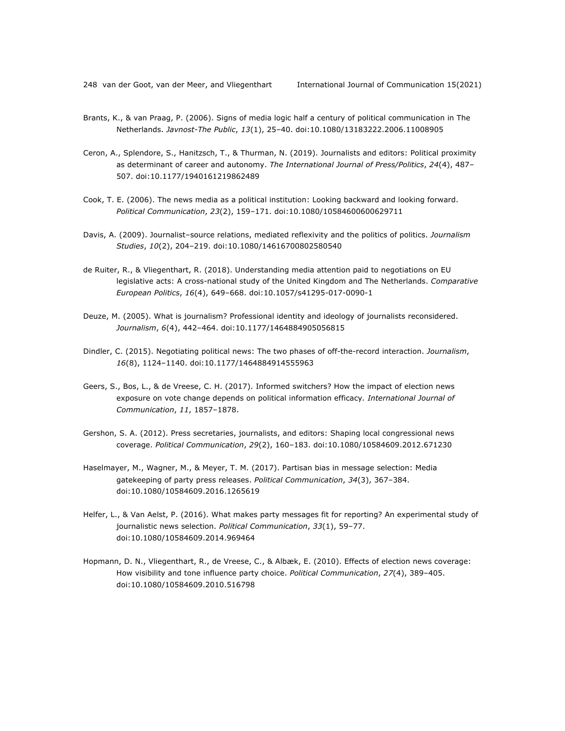Brants, K., & van Praag, P. (2006). Signs of media logic half a century of political communication in The Netherlands. *Javnost-The Public*, *13*(1), 25–40. doi:10.1080/13183222.2006.11008905

Ceron, A., Splendore, S., Hanitzsch, T., & Thurman, N. (2019). Journalists and editors: Political proximity as determinant of career and autonomy. *The International Journal of Press/Politics*, *24*(4), 487–507. doi:10.1177/1940161219862489

Cook, T. E. (2006). The news media as a political institution: Looking backward and looking forward. *Political Communication*, *23*(2), 159–171. doi:10.1080/10584600600629711

Davis, A. (2009). Journalist–source relations, mediated reflexivity and the politics of politics. *Journalism Studies*, *10*(2), 204–219. doi:10.1080/14616700802580540

de Ruiter, R., & Vliegenthart, R. (2018). Understanding media attention paid to negotiations on EU legislative acts: A cross-national study of the United Kingdom and The Netherlands. *Comparative European Politics*, *16*(4), 649–668. doi:10.1057/s41295-017-0090-1

Deuze, M. (2005). What is journalism? Professional identity and ideology of journalists reconsidered. *Journalism*, *6*(4), 442–464. doi:10.1177/1464884905056815

Dindler, C. (2015). Negotiating political news: The two phases of off-the-record interaction. *Journalism*, *16*(8), 1124–1140. doi:10.1177/1464884914555963

Geers, S., Bos, L., & de Vreese, C. H. (2017). Informed switchers? How the impact of election news exposure on vote change depends on political information efficacy. *International Journal of Communication*, *11*, 1857–1878.

Gershon, S. A. (2012). Press secretaries, journalists, and editors: Shaping local congressional news coverage. *Political Communication*, *29*(2), 160–183. doi:10.1080/10584609.2012.671230

Haselmayer, M., Wagner, M., & Meyer, T. M. (2017). Partisan bias in message selection: Media gatekeeping of party press releases. *Political Communication*, *34*(3), 367–384. doi:10.1080/10584609.2016.1265619

Helfer, L., & Van Aelst, P. (2016). What makes party messages fit for reporting? An experimental study of journalistic news selection. *Political Communication*, *33*(1), 59–77. doi:10.1080/10584609.2014.969464

Hopmann, D. N., Vliegenthart, R., de Vreese, C., & Albæk, E. (2010). Effects of election news coverage: How visibility and tone influence party choice. *Political Communication*, *27*(4), 389–405. doi:10.1080/10584609.2010.516798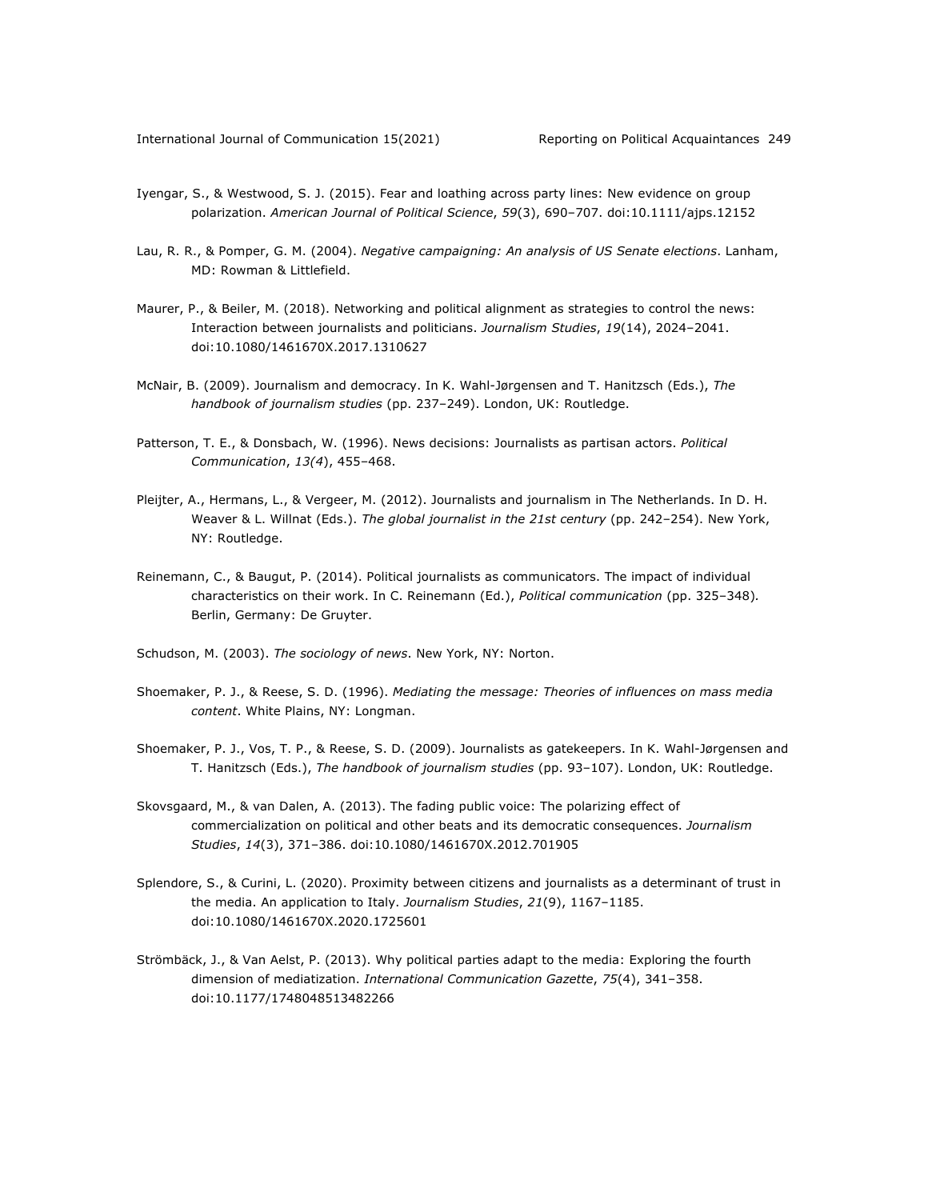Iyengar, S., & Westwood, S. J. (2015). Fear and loathing across party lines: New evidence on group polarization. *American Journal of Political Science*, *59*(3), 690–707. doi:10.1111/ajps.12152

Lau, R. R., & Pomper, G. M. (2004). *Negative campaigning: An analysis of US Senate elections*. Lanham, MD: Rowman & Littlefield.

Maurer, P., & Beiler, M. (2018). Networking and political alignment as strategies to control the news: Interaction between journalists and politicians. *Journalism Studies*, *19*(14), 2024–2041. doi:10.1080/1461670X.2017.1310627

McNair, B. (2009). Journalism and democracy. In K. Wahl-Jørgensen and T. Hanitzsch (Eds.), *The handbook of journalism studies* (pp. 237–249). London, UK: Routledge.

Patterson, T. E., & Donsbach, W. (1996). News decisions: Journalists as partisan actors. *Political Communication*, *13(4*), 455–468.

Pleijter, A., Hermans, L., & Vergeer, M. (2012). Journalists and journalism in The Netherlands. In D. H. Weaver & L. Willnat (Eds.). *The global journalist in the 21st century* (pp. 242–254). New York, NY: Routledge.

Reinemann, C., & Baugut, P. (2014). Political journalists as communicators. The impact of individual characteristics on their work. In C. Reinemann (Ed.), *Political communication* (pp. 325–348). Berlin, Germany: De Gruyter.

Schudson, M. (2003). *The sociology of news*. New York, NY: Norton.

Shoemaker, P. J., & Reese, S. D. (1996). *Mediating the message: Theories of influences on mass media content*. White Plains, NY: Longman.

Shoemaker, P. J., Vos, T. P., & Reese, S. D. (2009). Journalists as gatekeepers. In K. Wahl-Jørgensen and T. Hanitzsch (Eds.), *The handbook of journalism studies* (pp. 93–107). London, UK: Routledge.

Skovsgaard, M., & van Dalen, A. (2013). The fading public voice: The polarizing effect of commercialization on political and other beats and its democratic consequences. *Journalism Studies*, *14*(3), 371–386. doi:10.1080/1461670X.2012.701905

Splendore, S., & Curini, L. (2020). Proximity between citizens and journalists as a determinant of trust in the media. An application to Italy. *Journalism Studies*, *21*(9), 1167–1185. doi:10.1080/1461670X.2020.1725601

Strömbäck, J., & Van Aelst, P. (2013). Why political parties adapt to the media: Exploring the fourth dimension of mediatization. *International Communication Gazette*, *75*(4), 341–358. doi:10.1177/1748048513482266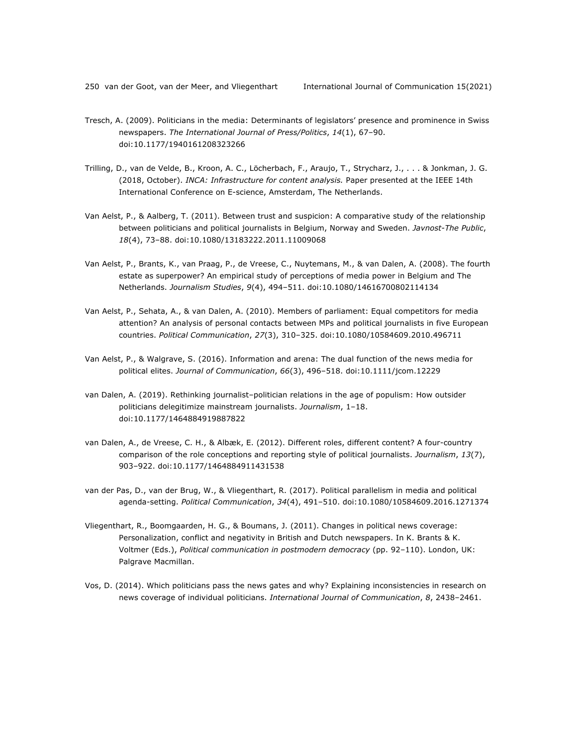Tresch, A. (2009). Politicians in the media: Determinants of legislators' presence and prominence in Swiss newspapers. *The International Journal of Press/Politics*, *14*(1), 67–90. doi:10.1177/1940161208323266

Trilling, D., van de Velde, B., Kroon, A. C., Löcherbach, F., Araujo, T., Strycharz, J., . . . & Jonkman, J. G. (2018, October). *INCA: Infrastructure for content analysis.* Paper presented at the IEEE 14th International Conference on E-science, Amsterdam, The Netherlands.

Van Aelst, P., & Aalberg, T. (2011). Between trust and suspicion: A comparative study of the relationship between politicians and political journalists in Belgium, Norway and Sweden. *Javnost-The Public*, *18*(4), 73–88. doi:10.1080/13183222.2011.11009068

Van Aelst, P., Brants, K., van Praag, P., de Vreese, C., Nuytemans, M., & van Dalen, A. (2008). The fourth estate as superpower? An empirical study of perceptions of media power in Belgium and The Netherlands. *Journalism Studies*, *9*(4), 494–511. doi:10.1080/14616700802114134

Van Aelst, P., Sehata, A., & van Dalen, A. (2010). Members of parliament: Equal competitors for media attention? An analysis of personal contacts between MPs and political journalists in five European countries. *Political Communication*, *27*(3), 310–325. doi:10.1080/10584609.2010.496711

Van Aelst, P., & Walgrave, S. (2016). Information and arena: The dual function of the news media for political elites. *Journal of Communication*, *66*(3), 496–518. doi:10.1111/jcom.12229

van Dalen, A. (2019). Rethinking journalist–politician relations in the age of populism: How outsider politicians delegitimize mainstream journalists. *Journalism*, 1–18. doi:10.1177/1464884919887822

van Dalen, A., de Vreese, C. H., & Albæk, E. (2012). Different roles, different content? A four-country comparison of the role conceptions and reporting style of political journalists. *Journalism*, *13*(7), 903–922. doi:10.1177/1464884911431538

van der Pas, D., van der Brug, W., & Vliegenthart, R. (2017). Political parallelism in media and political agenda-setting. *Political Communication*, *34*(4), 491–510. doi:10.1080/10584609.2016.1271374

Vliegenthart, R., Boomgaarden, H. G., & Boumans, J. (2011). Changes in political news coverage: Personalization, conflict and negativity in British and Dutch newspapers. In K. Brants & K. Voltmer (Eds.), *Political communication in postmodern democracy* (pp. 92–110). London, UK: Palgrave Macmillan.

Vos, D. (2014). Which politicians pass the news gates and why? Explaining inconsistencies in research on news coverage of individual politicians. *International Journal of Communication*, *8*, 2438–2461.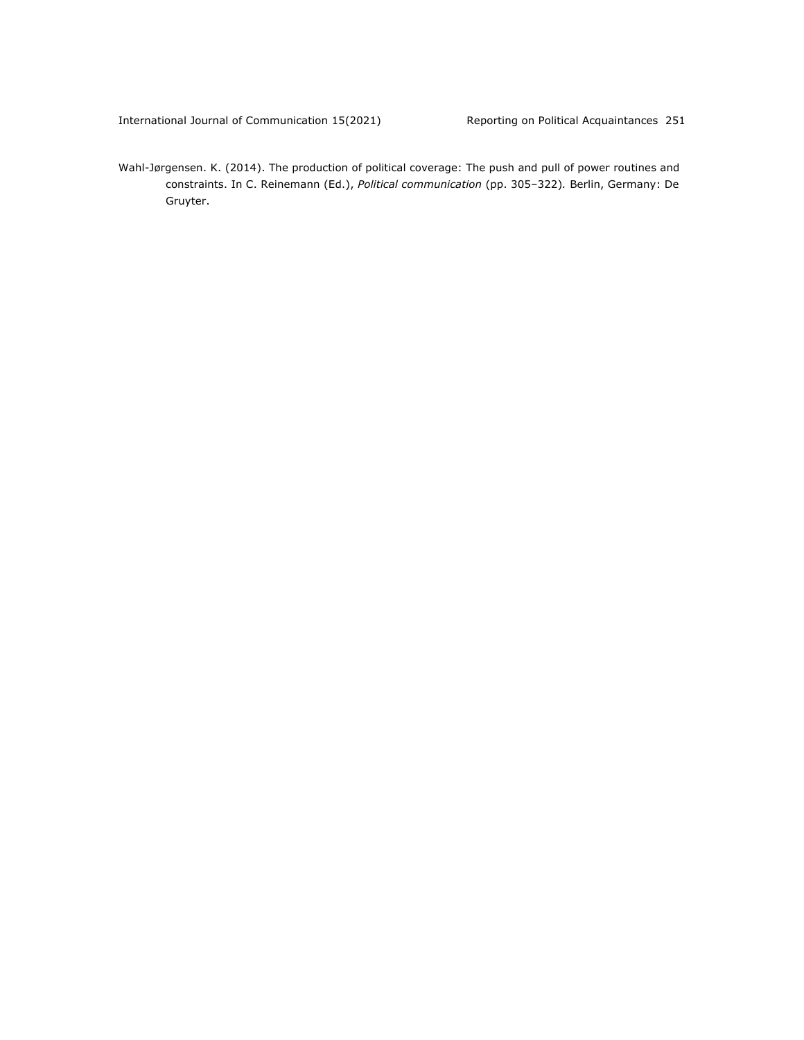Wahl-Jørgensen. K. (2014). The production of political coverage: The push and pull of power routines and constraints. In C. Reinemann (Ed.), *Political communication* (pp. 305–322). Berlin, Germany: De Gruyter.